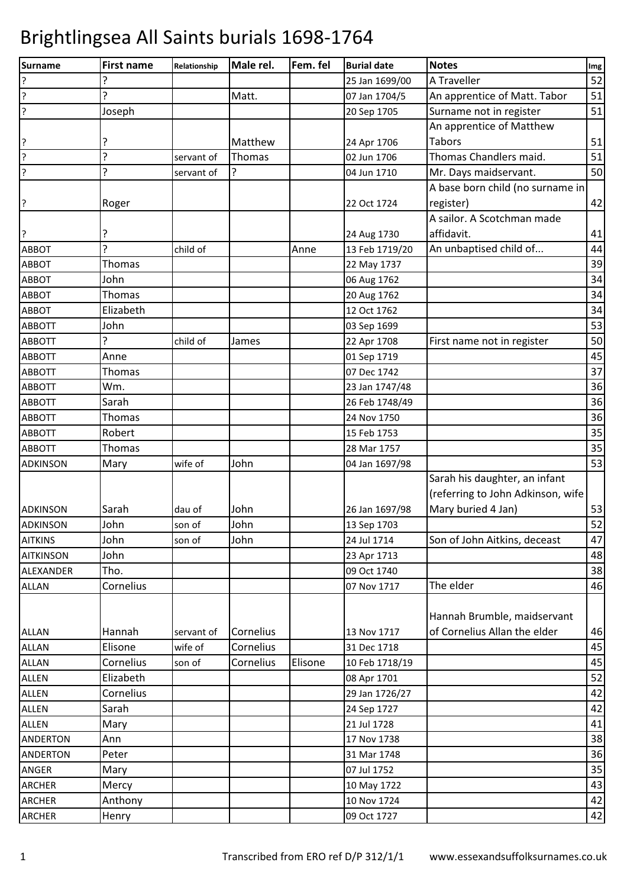# Brightlingsea All Saints burials 1698-1764

| Surname | First name | Relationship | Male rel. | Fem. fel | Burial date | Notes | Img |
|---|---|---|---|---|---|---|---|
| ? | ? | | | | 25 Jan 1699/00 | A Traveller | 52 |
| ? | ? | | Matt. | | 07 Jan 1704/5 | An apprentice of Matt. Tabor | 51 |
| ? | Joseph | | | | 20 Sep 1705 | Surname not in register | 51 |
| ? | ? | | Matthew | | 24 Apr 1706 | An apprentice of Matthew Tabors | 51 |
| ? | ? | servant of | Thomas | | 02 Jun 1706 | Thomas Chandlers maid. | 51 |
| ? | ? | servant of | ? | | 04 Jun 1710 | Mr. Days maidservant. | 50 |
| ? | Roger | | | | 22 Oct 1724 | A base born child (no surname in register) | 42 |
| ? | ? | | | | 24 Aug 1730 | A sailor. A Scotchman made affidavit. | 41 |
| ABBOT | ? | child of | | Anne | 13 Feb 1719/20 | An unbaptised child of... | 44 |
| ABBOT | Thomas | | | | 22 May 1737 | | 39 |
| ABBOT | John | | | | 06 Aug 1762 | | 34 |
| ABBOT | Thomas | | | | 20 Aug 1762 | | 34 |
| ABBOT | Elizabeth | | | | 12 Oct 1762 | | 34 |
| ABBOTT | John | | | | 03 Sep 1699 | | 53 |
| ABBOTT | ? | child of | James | | 22 Apr 1708 | First name not in register | 50 |
| ABBOTT | Anne | | | | 01 Sep 1719 | | 45 |
| ABBOTT | Thomas | | | | 07 Dec 1742 | | 37 |
| ABBOTT | Wm. | | | | 23 Jan 1747/48 | | 36 |
| ABBOTT | Sarah | | | | 26 Feb 1748/49 | | 36 |
| ABBOTT | Thomas | | | | 24 Nov 1750 | | 36 |
| ABBOTT | Robert | | | | 15 Feb 1753 | | 35 |
| ABBOTT | Thomas | | | | 28 Mar 1757 | | 35 |
| ADKINSON | Mary | wife of | John | | 04 Jan 1697/98 | | 53 |
| ADKINSON | Sarah | dau of | John | | 26 Jan 1697/98 | Sarah his daughter, an infant (referring to John Adkinson, wife Mary buried 4 Jan) | 53 |
| ADKINSON | John | son of | John | | 13 Sep 1703 | | 52 |
| AITKINS | John | son of | John | | 24 Jul 1714 | Son of John Aitkins, deceast | 47 |
| AITKINSON | John | | | | 23 Apr 1713 | | 48 |
| ALEXANDER | Tho. | | | | 09 Oct 1740 | | 38 |
| ALLAN | Cornelius | | | | 07 Nov 1717 | The elder | 46 |
| ALLAN | Hannah | servant of | Cornelius | | 13 Nov 1717 | Hannah Brumble, maidservant of Cornelius Allan the elder | 46 |
| ALLAN | Elisone | wife of | Cornelius | | 31 Dec 1718 | | 45 |
| ALLAN | Cornelius | son of | Cornelius | Elisone | 10 Feb 1718/19 | | 45 |
| ALLEN | Elizabeth | | | | 08 Apr 1701 | | 52 |
| ALLEN | Cornelius | | | | 29 Jan 1726/27 | | 42 |
| ALLEN | Sarah | | | | 24 Sep 1727 | | 42 |
| ALLEN | Mary | | | | 21 Jul 1728 | | 41 |
| ANDERTON | Ann | | | | 17 Nov 1738 | | 38 |
| ANDERTON | Peter | | | | 31 Mar 1748 | | 36 |
| ANGER | Mary | | | | 07 Jul 1752 | | 35 |
| ARCHER | Mercy | | | | 10 May 1722 | | 43 |
| ARCHER | Anthony | | | | 10 Nov 1724 | | 42 |
| ARCHER | Henry | | | | 09 Oct 1727 | | 42 |

Transcribed from ERO ref D/P 312/1/1 www.essexandsuffolksurnames.co.uk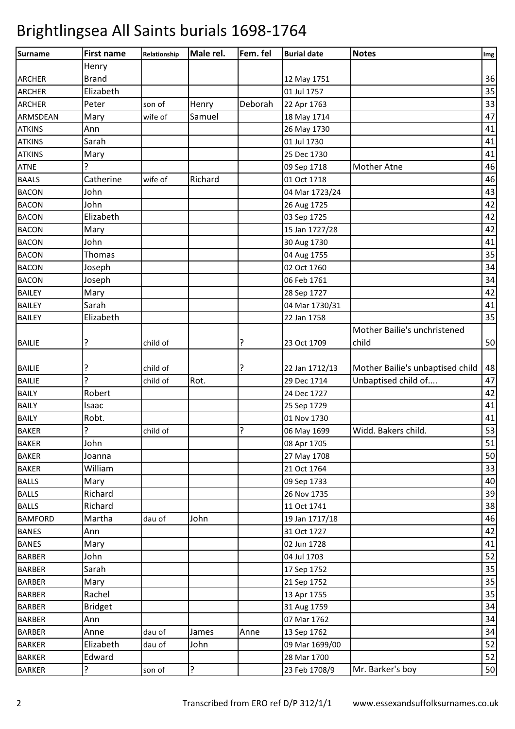# Brightlingsea All Saints burials 1698-1764

| Surname | First name | Relationship | Male rel. | Fem. fel | Burial date | Notes | Img |
|---|---|---|---|---|---|---|---|
| ARCHER | Henry Brand | | | | 12 May 1751 | | 36 |
| ARCHER | Elizabeth | | | | 01 Jul 1757 | | 35 |
| ARCHER | Peter | son of | Henry | Deborah | 22 Apr 1763 | | 33 |
| ARMSDEAN | Mary | wife of | Samuel | | 18 May 1714 | | 47 |
| ATKINS | Ann | | | | 26 May 1730 | | 41 |
| ATKINS | Sarah | | | | 01 Jul 1730 | | 41 |
| ATKINS | Mary | | | | 25 Dec 1730 | | 41 |
| ATNE | ? | | | | 09 Sep 1718 | Mother Atne | 46 |
| BAALS | Catherine | wife of | Richard | | 01 Oct 1718 | | 46 |
| BACON | John | | | | 04 Mar 1723/24 | | 43 |
| BACON | John | | | | 26 Aug 1725 | | 42 |
| BACON | Elizabeth | | | | 03 Sep 1725 | | 42 |
| BACON | Mary | | | | 15 Jan 1727/28 | | 42 |
| BACON | John | | | | 30 Aug 1730 | | 41 |
| BACON | Thomas | | | | 04 Aug 1755 | | 35 |
| BACON | Joseph | | | | 02 Oct 1760 | | 34 |
| BACON | Joseph | | | | 06 Feb 1761 | | 34 |
| BAILEY | Mary | | | | 28 Sep 1727 | | 42 |
| BAILEY | Sarah | | | | 04 Mar 1730/31 | | 41 |
| BAILEY | Elizabeth | | | | 22 Jan 1758 | | 35 |
| BAILIE | ? | child of | | ? | 23 Oct 1709 | Mother Bailie's unchristened child | 50 |
| BAILIE | ? | child of | | ? | 22 Jan 1712/13 | Mother Bailie's unbaptised child | 48 |
| BAILIE | ? | child of | Rot. | | 29 Dec 1714 | Unbaptised child of.... | 47 |
| BAILY | Robert | | | | 24 Dec 1727 | | 42 |
| BAILY | Isaac | | | | 25 Sep 1729 | | 41 |
| BAILY | Robt. | | | | 01 Nov 1730 | | 41 |
| BAKER | ? | child of | | ? | 06 May 1699 | Widd. Bakers child. | 53 |
| BAKER | John | | | | 08 Apr 1705 | | 51 |
| BAKER | Joanna | | | | 27 May 1708 | | 50 |
| BAKER | William | | | | 21 Oct 1764 | | 33 |
| BALLS | Mary | | | | 09 Sep 1733 | | 40 |
| BALLS | Richard | | | | 26 Nov 1735 | | 39 |
| BALLS | Richard | | | | 11 Oct 1741 | | 38 |
| BAMFORD | Martha | dau of | John | | 19 Jan 1717/18 | | 46 |
| BANES | Ann | | | | 31 Oct 1727 | | 42 |
| BANES | Mary | | | | 02 Jun 1728 | | 41 |
| BARBER | John | | | | 04 Jul 1703 | | 52 |
| BARBER | Sarah | | | | 17 Sep 1752 | | 35 |
| BARBER | Mary | | | | 21 Sep 1752 | | 35 |
| BARBER | Rachel | | | | 13 Apr 1755 | | 35 |
| BARBER | Bridget | | | | 31 Aug 1759 | | 34 |
| BARBER | Ann | | | | 07 Mar 1762 | | 34 |
| BARBER | Anne | dau of | James | Anne | 13 Sep 1762 | | 34 |
| BARKER | Elizabeth | dau of | John | | 09 Mar 1699/00 | | 52 |
| BARKER | Edward | | | | 28 Mar 1700 | | 52 |
| BARKER | ? | son of | ? | | 23 Feb 1708/9 | Mr. Barker's boy | 50 |

Transcribed from ERO ref D/P 312/1/1 www.essexandsuffolksurnames.co.uk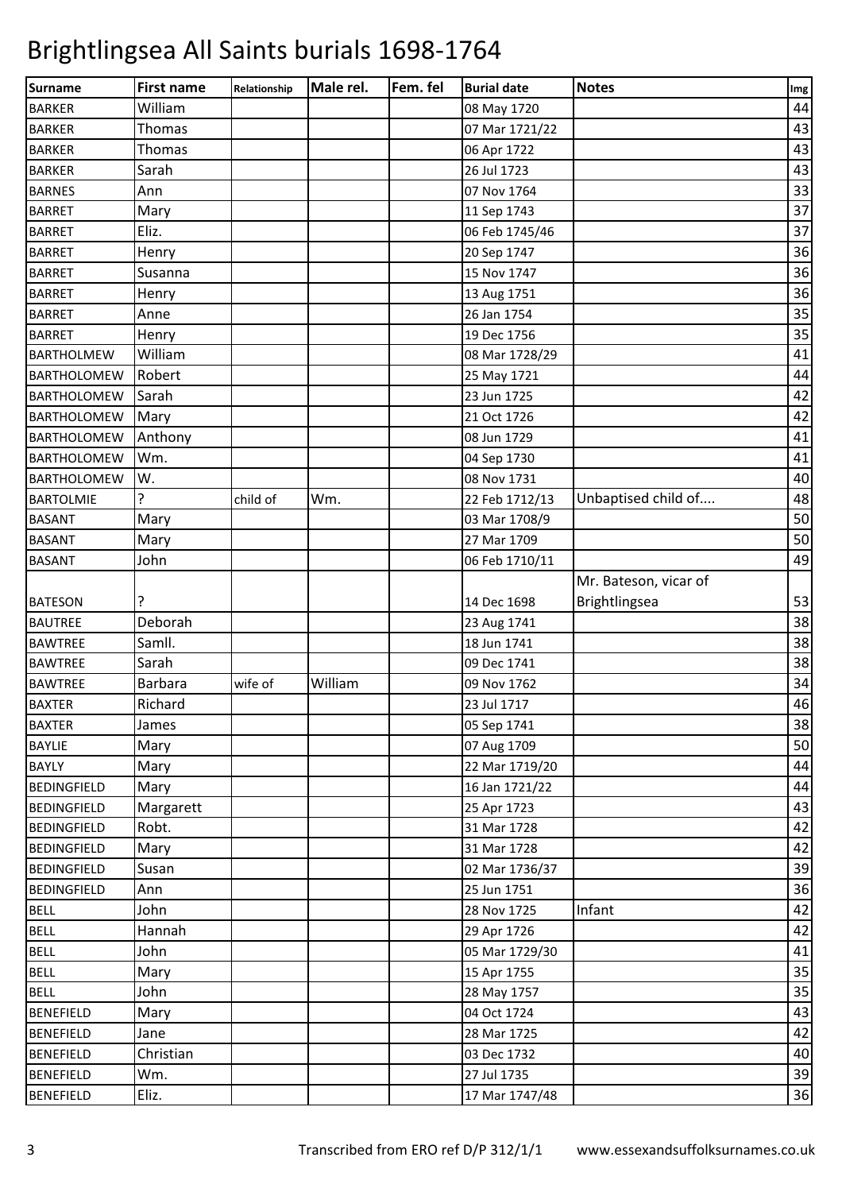# Brightlingsea All Saints burials 1698-1764

| Surname | First name | Relationship | Male rel. | Fem. fel | Burial date | Notes | Img |
|---|---|---|---|---|---|---|---|
| BARKER | William | | | | 08 May 1720 | | 44 |
| BARKER | Thomas | | | | 07 Mar 1721/22 | | 43 |
| BARKER | Thomas | | | | 06 Apr 1722 | | 43 |
| BARKER | Sarah | | | | 26 Jul 1723 | | 43 |
| BARNES | Ann | | | | 07 Nov 1764 | | 33 |
| BARRET | Mary | | | | 11 Sep 1743 | | 37 |
| BARRET | Eliz. | | | | 06 Feb 1745/46 | | 37 |
| BARRET | Henry | | | | 20 Sep 1747 | | 36 |
| BARRET | Susanna | | | | 15 Nov 1747 | | 36 |
| BARRET | Henry | | | | 13 Aug 1751 | | 36 |
| BARRET | Anne | | | | 26 Jan 1754 | | 35 |
| BARRET | Henry | | | | 19 Dec 1756 | | 35 |
| BARTHOLMEW | William | | | | 08 Mar 1728/29 | | 41 |
| BARTHOLOMEW | Robert | | | | 25 May 1721 | | 44 |
| BARTHOLOMEW | Sarah | | | | 23 Jun 1725 | | 42 |
| BARTHOLOMEW | Mary | | | | 21 Oct 1726 | | 42 |
| BARTHOLOMEW | Anthony | | | | 08 Jun 1729 | | 41 |
| BARTHOLOMEW | Wm. | | | | 04 Sep 1730 | | 41 |
| BARTHOLOMEW | W. | | | | 08 Nov 1731 | | 40 |
| BARTOLMIE | ? | child of | Wm. | | 22 Feb 1712/13 | Unbaptised child of.... | 48 |
| BASANT | Mary | | | | 03 Mar 1708/9 | | 50 |
| BASANT | Mary | | | | 27 Mar 1709 | | 50 |
| BASANT | John | | | | 06 Feb 1710/11 | | 49 |
| BATESON | ? | | | | 14 Dec 1698 | Mr. Bateson, vicar of Brightlingsea | 53 |
| BAUTREE | Deborah | | | | 23 Aug 1741 | | 38 |
| BAWTREE | Samll. | | | | 18 Jun 1741 | | 38 |
| BAWTREE | Sarah | | | | 09 Dec 1741 | | 38 |
| BAWTREE | Barbara | wife of | William | | 09 Nov 1762 | | 34 |
| BAXTER | Richard | | | | 23 Jul 1717 | | 46 |
| BAXTER | James | | | | 05 Sep 1741 | | 38 |
| BAYLIE | Mary | | | | 07 Aug 1709 | | 50 |
| BAYLY | Mary | | | | 22 Mar 1719/20 | | 44 |
| BEDINGFIELD | Mary | | | | 16 Jan 1721/22 | | 44 |
| BEDINGFIELD | Margarett | | | | 25 Apr 1723 | | 43 |
| BEDINGFIELD | Robt. | | | | 31 Mar 1728 | | 42 |
| BEDINGFIELD | Mary | | | | 31 Mar 1728 | | 42 |
| BEDINGFIELD | Susan | | | | 02 Mar 1736/37 | | 39 |
| BEDINGFIELD | Ann | | | | 25 Jun 1751 | | 36 |
| BELL | John | | | | 28 Nov 1725 | Infant | 42 |
| BELL | Hannah | | | | 29 Apr 1726 | | 42 |
| BELL | John | | | | 05 Mar 1729/30 | | 41 |
| BELL | Mary | | | | 15 Apr 1755 | | 35 |
| BELL | John | | | | 28 May 1757 | | 35 |
| BENEFIELD | Mary | | | | 04 Oct 1724 | | 43 |
| BENEFIELD | Jane | | | | 28 Mar 1725 | | 42 |
| BENEFIELD | Christian | | | | 03 Dec 1732 | | 40 |
| BENEFIELD | Wm. | | | | 27 Jul 1735 | | 39 |
| BENEFIELD | Eliz. | | | | 17 Mar 1747/48 | | 36 |

Transcribed from ERO ref D/P 312/1/1 www.essexandsuffolksurnames.co.uk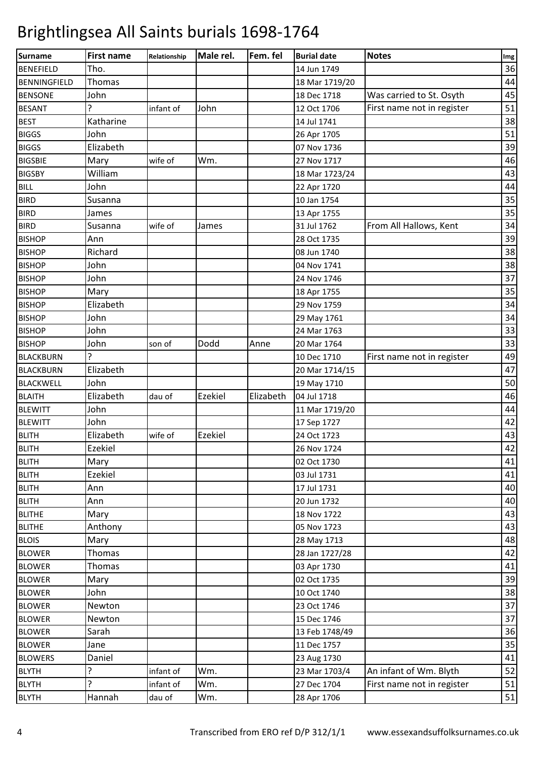# Brightlingsea All Saints burials 1698-1764

| Surname | First name | Relationship | Male rel. | Fem. fel | Burial date | Notes | Img |
|---|---|---|---|---|---|---|---|
| BENEFIELD | Tho. | | | | 14 Jun 1749 | | 36 |
| BENNINGFIELD | Thomas | | | | 18 Mar 1719/20 | | 44 |
| BENSONE | John | | | | 18 Dec 1718 | Was carried to St. Osyth | 45 |
| BESANT | ? | infant of | John | | 12 Oct 1706 | First name not in register | 51 |
| BEST | Katharine | | | | 14 Jul 1741 | | 38 |
| BIGGS | John | | | | 26 Apr 1705 | | 51 |
| BIGGS | Elizabeth | | | | 07 Nov 1736 | | 39 |
| BIGSBIE | Mary | wife of | Wm. | | 27 Nov 1717 | | 46 |
| BIGSBY | William | | | | 18 Mar 1723/24 | | 43 |
| BILL | John | | | | 22 Apr 1720 | | 44 |
| BIRD | Susanna | | | | 10 Jan 1754 | | 35 |
| BIRD | James | | | | 13 Apr 1755 | | 35 |
| BIRD | Susanna | wife of | James | | 31 Jul 1762 | From All Hallows, Kent | 34 |
| BISHOP | Ann | | | | 28 Oct 1735 | | 39 |
| BISHOP | Richard | | | | 08 Jun 1740 | | 38 |
| BISHOP | John | | | | 04 Nov 1741 | | 38 |
| BISHOP | John | | | | 24 Nov 1746 | | 37 |
| BISHOP | Mary | | | | 18 Apr 1755 | | 35 |
| BISHOP | Elizabeth | | | | 29 Nov 1759 | | 34 |
| BISHOP | John | | | | 29 May 1761 | | 34 |
| BISHOP | John | | | | 24 Mar 1763 | | 33 |
| BISHOP | John | son of | Dodd | Anne | 20 Mar 1764 | | 33 |
| BLACKBURN | ? | | | | 10 Dec 1710 | First name not in register | 49 |
| BLACKBURN | Elizabeth | | | | 20 Mar 1714/15 | | 47 |
| BLACKWELL | John | | | | 19 May 1710 | | 50 |
| BLAITH | Elizabeth | dau of | Ezekiel | Elizabeth | 04 Jul 1718 | | 46 |
| BLEWITT | John | | | | 11 Mar 1719/20 | | 44 |
| BLEWITT | John | | | | 17 Sep 1727 | | 42 |
| BLITH | Elizabeth | wife of | Ezekiel | | 24 Oct 1723 | | 43 |
| BLITH | Ezekiel | | | | 26 Nov 1724 | | 42 |
| BLITH | Mary | | | | 02 Oct 1730 | | 41 |
| BLITH | Ezekiel | | | | 03 Jul 1731 | | 41 |
| BLITH | Ann | | | | 17 Jul 1731 | | 40 |
| BLITH | Ann | | | | 20 Jun 1732 | | 40 |
| BLITHE | Mary | | | | 18 Nov 1722 | | 43 |
| BLITHE | Anthony | | | | 05 Nov 1723 | | 43 |
| BLOIS | Mary | | | | 28 May 1713 | | 48 |
| BLOWER | Thomas | | | | 28 Jan 1727/28 | | 42 |
| BLOWER | Thomas | | | | 03 Apr 1730 | | 41 |
| BLOWER | Mary | | | | 02 Oct 1735 | | 39 |
| BLOWER | John | | | | 10 Oct 1740 | | 38 |
| BLOWER | Newton | | | | 23 Oct 1746 | | 37 |
| BLOWER | Newton | | | | 15 Dec 1746 | | 37 |
| BLOWER | Sarah | | | | 13 Feb 1748/49 | | 36 |
| BLOWER | Jane | | | | 11 Dec 1757 | | 35 |
| BLOWERS | Daniel | | | | 23 Aug 1730 | | 41 |
| BLYTH | ? | infant of | Wm. | | 23 Mar 1703/4 | An infant of Wm. Blyth | 52 |
| BLYTH | ? | infant of | Wm. | | 27 Dec 1704 | First name not in register | 51 |
| BLYTH | Hannah | dau of | Wm. | | 28 Apr 1706 | | 51 |

Transcribed from ERO ref D/P 312/1/1 www.essexandsuffolksurnames.co.uk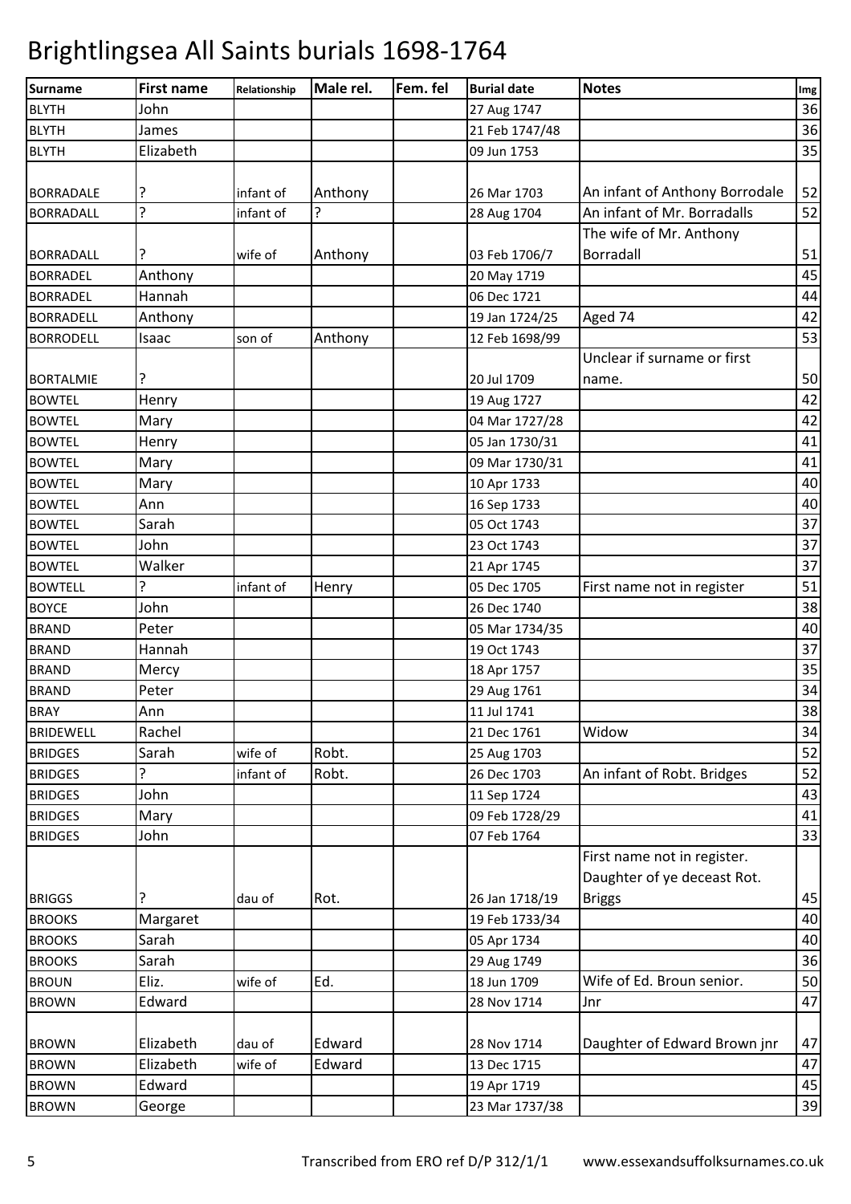# Brightlingsea All Saints burials 1698-1764

| Surname | First name | Relationship | Male rel. | Fem. fel | Burial date | Notes | Img |
|---|---|---|---|---|---|---|---|
| BLYTH | John | | | | 27 Aug 1747 | | 36 |
| BLYTH | James | | | | 21 Feb 1747/48 | | 36 |
| BLYTH | Elizabeth | | | | 09 Jun 1753 | | 35 |
| BORRADALE | ? | infant of | Anthony | | 26 Mar 1703 | An infant of Anthony Borrodale | 52 |
| BORRADALL | ? | infant of | ? | | 28 Aug 1704 | An infant of Mr. Borradalls | 52 |
| BORRADALL | ? | wife of | Anthony | | 03 Feb 1706/7 | The wife of Mr. Anthony Borradall | 51 |
| BORRADEL | Anthony | | | | 20 May 1719 | | 45 |
| BORRADEL | Hannah | | | | 06 Dec 1721 | | 44 |
| BORRADELL | Anthony | | | | 19 Jan 1724/25 | Aged 74 | 42 |
| BORRODELL | Isaac | son of | Anthony | | 12 Feb 1698/99 | | 53 |
| BORTALMIE | ? | | | | 20 Jul 1709 | Unclear if surname or first name. | 50 |
| BOWTEL | Henry | | | | 19 Aug 1727 | | 42 |
| BOWTEL | Mary | | | | 04 Mar 1727/28 | | 42 |
| BOWTEL | Henry | | | | 05 Jan 1730/31 | | 41 |
| BOWTEL | Mary | | | | 09 Mar 1730/31 | | 41 |
| BOWTEL | Mary | | | | 10 Apr 1733 | | 40 |
| BOWTEL | Ann | | | | 16 Sep 1733 | | 40 |
| BOWTEL | Sarah | | | | 05 Oct 1743 | | 37 |
| BOWTEL | John | | | | 23 Oct 1743 | | 37 |
| BOWTEL | Walker | | | | 21 Apr 1745 | | 37 |
| BOWTELL | ? | infant of | Henry | | 05 Dec 1705 | First name not in register | 51 |
| BOYCE | John | | | | 26 Dec 1740 | | 38 |
| BRAND | Peter | | | | 05 Mar 1734/35 | | 40 |
| BRAND | Hannah | | | | 19 Oct 1743 | | 37 |
| BRAND | Mercy | | | | 18 Apr 1757 | | 35 |
| BRAND | Peter | | | | 29 Aug 1761 | | 34 |
| BRAY | Ann | | | | 11 Jul 1741 | | 38 |
| BRIDEWELL | Rachel | | | | 21 Dec 1761 | Widow | 34 |
| BRIDGES | Sarah | wife of | Robt. | | 25 Aug 1703 | | 52 |
| BRIDGES | ? | infant of | Robt. | | 26 Dec 1703 | An infant of Robt. Bridges | 52 |
| BRIDGES | John | | | | 11 Sep 1724 | | 43 |
| BRIDGES | Mary | | | | 09 Feb 1728/29 | | 41 |
| BRIDGES | John | | | | 07 Feb 1764 | | 33 |
| BRIGGS | ? | dau of | Rot. | | 26 Jan 1718/19 | First name not in register. Daughter of ye deceast Rot. Briggs | 45 |
| BROOKS | Margaret | | | | 19 Feb 1733/34 | | 40 |
| BROOKS | Sarah | | | | 05 Apr 1734 | | 40 |
| BROOKS | Sarah | | | | 29 Aug 1749 | | 36 |
| BROUN | Eliz. | wife of | Ed. | | 18 Jun 1709 | Wife of Ed. Broun senior. | 50 |
| BROWN | Edward | | | | 28 Nov 1714 | Jnr | 47 |
| BROWN | Elizabeth | dau of | Edward | | 28 Nov 1714 | Daughter of Edward Brown jnr | 47 |
| BROWN | Elizabeth | wife of | Edward | | 13 Dec 1715 | | 47 |
| BROWN | Edward | | | | 19 Apr 1719 | | 45 |
| BROWN | George | | | | 23 Mar 1737/38 | | 39 |

Transcribed from ERO ref D/P 312/1/1 www.essexandsuffolksurnames.co.uk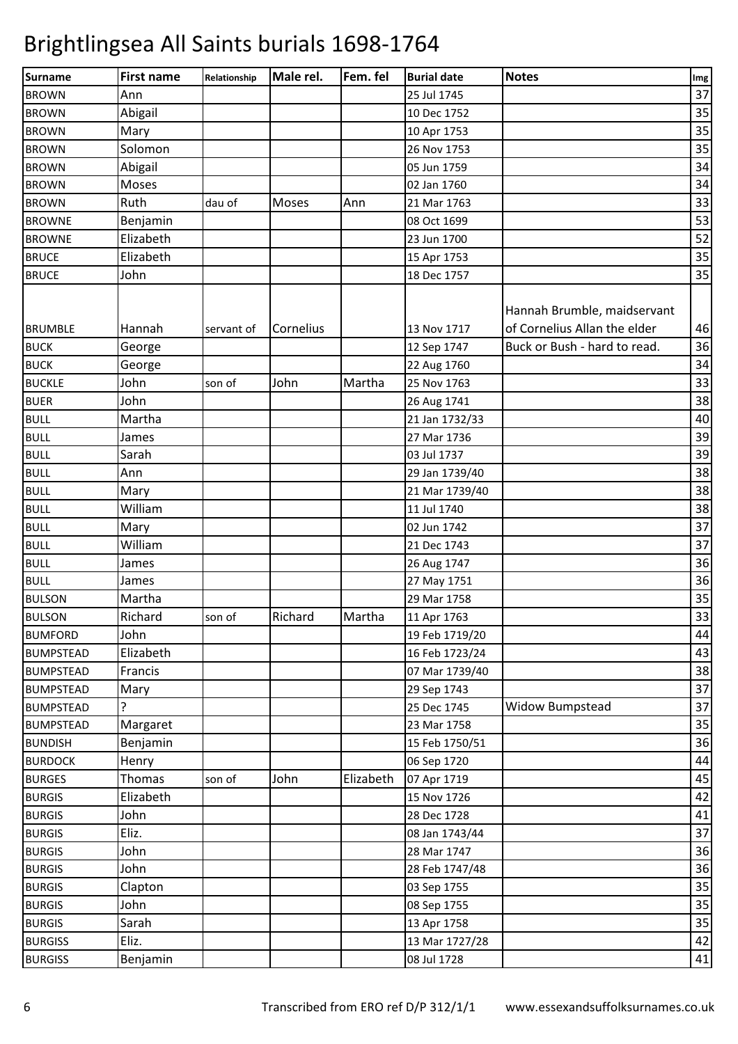# Brightlingsea All Saints burials 1698-1764

| Surname | First name | Relationship | Male rel. | Fem. fel | Burial date | Notes | Img |
|---|---|---|---|---|---|---|---|
| BROWN | Ann | | | | 25 Jul 1745 | | 37 |
| BROWN | Abigail | | | | 10 Dec 1752 | | 35 |
| BROWN | Mary | | | | 10 Apr 1753 | | 35 |
| BROWN | Solomon | | | | 26 Nov 1753 | | 35 |
| BROWN | Abigail | | | | 05 Jun 1759 | | 34 |
| BROWN | Moses | | | | 02 Jan 1760 | | 34 |
| BROWN | Ruth | dau of | Moses | Ann | 21 Mar 1763 | | 33 |
| BROWNE | Benjamin | | | | 08 Oct 1699 | | 53 |
| BROWNE | Elizabeth | | | | 23 Jun 1700 | | 52 |
| BRUCE | Elizabeth | | | | 15 Apr 1753 | | 35 |
| BRUCE | John | | | | 18 Dec 1757 | | 35 |
| BRUMBLE | Hannah | servant of | Cornelius | | 13 Nov 1717 | Hannah Brumble, maidservant of Cornelius Allan the elder | 46 |
| BUCK | George | | | | 12 Sep 1747 | Buck or Bush - hard to read. | 36 |
| BUCK | George | | | | 22 Aug 1760 | | 34 |
| BUCKLE | John | son of | John | Martha | 25 Nov 1763 | | 33 |
| BUER | John | | | | 26 Aug 1741 | | 38 |
| BULL | Martha | | | | 21 Jan 1732/33 | | 40 |
| BULL | James | | | | 27 Mar 1736 | | 39 |
| BULL | Sarah | | | | 03 Jul 1737 | | 39 |
| BULL | Ann | | | | 29 Jan 1739/40 | | 38 |
| BULL | Mary | | | | 21 Mar 1739/40 | | 38 |
| BULL | William | | | | 11 Jul 1740 | | 38 |
| BULL | Mary | | | | 02 Jun 1742 | | 37 |
| BULL | William | | | | 21 Dec 1743 | | 37 |
| BULL | James | | | | 26 Aug 1747 | | 36 |
| BULL | James | | | | 27 May 1751 | | 36 |
| BULSON | Martha | | | | 29 Mar 1758 | | 35 |
| BULSON | Richard | son of | Richard | Martha | 11 Apr 1763 | | 33 |
| BUMFORD | John | | | | 19 Feb 1719/20 | | 44 |
| BUMPSTEAD | Elizabeth | | | | 16 Feb 1723/24 | | 43 |
| BUMPSTEAD | Francis | | | | 07 Mar 1739/40 | | 38 |
| BUMPSTEAD | Mary | | | | 29 Sep 1743 | | 37 |
| BUMPSTEAD | ? | | | | 25 Dec 1745 | Widow Bumpstead | 37 |
| BUMPSTEAD | Margaret | | | | 23 Mar 1758 | | 35 |
| BUNDISH | Benjamin | | | | 15 Feb 1750/51 | | 36 |
| BURDOCK | Henry | | | | 06 Sep 1720 | | 44 |
| BURGES | Thomas | son of | John | Elizabeth | 07 Apr 1719 | | 45 |
| BURGIS | Elizabeth | | | | 15 Nov 1726 | | 42 |
| BURGIS | John | | | | 28 Dec 1728 | | 41 |
| BURGIS | Eliz. | | | | 08 Jan 1743/44 | | 37 |
| BURGIS | John | | | | 28 Mar 1747 | | 36 |
| BURGIS | John | | | | 28 Feb 1747/48 | | 36 |
| BURGIS | Clapton | | | | 03 Sep 1755 | | 35 |
| BURGIS | John | | | | 08 Sep 1755 | | 35 |
| BURGIS | Sarah | | | | 13 Apr 1758 | | 35 |
| BURGISS | Eliz. | | | | 13 Mar 1727/28 | | 42 |
| BURGISS | Benjamin | | | | 08 Jul 1728 | | 41 |

Transcribed from ERO ref D/P 312/1/1 www.essexandsuffolksurnames.co.uk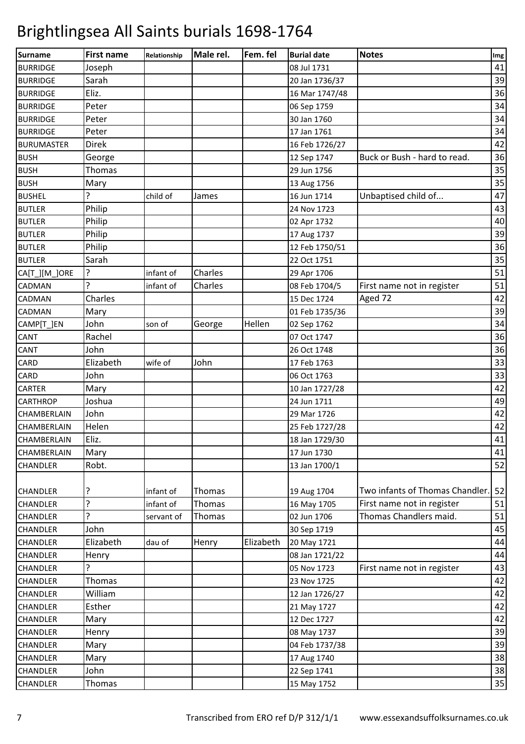# Brightlingsea All Saints burials 1698-1764

| Surname | First name | Relationship | Male rel. | Fem. fel | Burial date | Notes | Img |
|---|---|---|---|---|---|---|---|
| BURRIDGE | Joseph | | | | 08 Jul 1731 | | 41 |
| BURRIDGE | Sarah | | | | 20 Jan 1736/37 | | 39 |
| BURRIDGE | Eliz. | | | | 16 Mar 1747/48 | | 36 |
| BURRIDGE | Peter | | | | 06 Sep 1759 | | 34 |
| BURRIDGE | Peter | | | | 30 Jan 1760 | | 34 |
| BURRIDGE | Peter | | | | 17 Jan 1761 | | 34 |
| BURUMASTER | Direk | | | | 16 Feb 1726/27 | | 42 |
| BUSH | George | | | | 12 Sep 1747 | Buck or Bush - hard to read. | 36 |
| BUSH | Thomas | | | | 29 Jun 1756 | | 35 |
| BUSH | Mary | | | | 13 Aug 1756 | | 35 |
| BUSHEL | ? | child of | James | | 16 Jun 1714 | Unbaptised child of... | 47 |
| BUTLER | Philip | | | | 24 Nov 1723 | | 43 |
| BUTLER | Philip | | | | 02 Apr 1732 | | 40 |
| BUTLER | Philip | | | | 17 Aug 1737 | | 39 |
| BUTLER | Philip | | | | 12 Feb 1750/51 | | 36 |
| BUTLER | Sarah | | | | 22 Oct 1751 | | 35 |
| CA[T_][M_]ORE | ? | infant of | Charles | | 29 Apr 1706 | | 51 |
| CADMAN | ? | infant of | Charles | | 08 Feb 1704/5 | First name not in register | 51 |
| CADMAN | Charles | | | | 15 Dec 1724 | Aged 72 | 42 |
| CADMAN | Mary | | | | 01 Feb 1735/36 | | 39 |
| CAMP[T_]EN | John | son of | George | Hellen | 02 Sep 1762 | | 34 |
| CANT | Rachel | | | | 07 Oct 1747 | | 36 |
| CANT | John | | | | 26 Oct 1748 | | 36 |
| CARD | Elizabeth | wife of | John | | 17 Feb 1763 | | 33 |
| CARD | John | | | | 06 Oct 1763 | | 33 |
| CARTER | Mary | | | | 10 Jan 1727/28 | | 42 |
| CARTHROP | Joshua | | | | 24 Jun 1711 | | 49 |
| CHAMBERLAIN | John | | | | 29 Mar 1726 | | 42 |
| CHAMBERLAIN | Helen | | | | 25 Feb 1727/28 | | 42 |
| CHAMBERLAIN | Eliz. | | | | 18 Jan 1729/30 | | 41 |
| CHAMBERLAIN | Mary | | | | 17 Jun 1730 | | 41 |
| CHANDLER | Robt. | | | | 13 Jan 1700/1 | | 52 |
| CHANDLER | ? | infant of | Thomas | | 19 Aug 1704 | Two infants of Thomas Chandler. | 52 |
| CHANDLER | ? | infant of | Thomas | | 16 May 1705 | First name not in register | 51 |
| CHANDLER | ? | servant of | Thomas | | 02 Jun 1706 | Thomas Chandlers maid. | 51 |
| CHANDLER | John | | | | 30 Sep 1719 | | 45 |
| CHANDLER | Elizabeth | dau of | Henry | Elizabeth | 20 May 1721 | | 44 |
| CHANDLER | Henry | | | | 08 Jan 1721/22 | | 44 |
| CHANDLER | ? | | | | 05 Nov 1723 | First name not in register | 43 |
| CHANDLER | Thomas | | | | 23 Nov 1725 | | 42 |
| CHANDLER | William | | | | 12 Jan 1726/27 | | 42 |
| CHANDLER | Esther | | | | 21 May 1727 | | 42 |
| CHANDLER | Mary | | | | 12 Dec 1727 | | 42 |
| CHANDLER | Henry | | | | 08 May 1737 | | 39 |
| CHANDLER | Mary | | | | 04 Feb 1737/38 | | 39 |
| CHANDLER | Mary | | | | 17 Aug 1740 | | 38 |
| CHANDLER | John | | | | 22 Sep 1741 | | 38 |
| CHANDLER | Thomas | | | | 15 May 1752 | | 35 |

Transcribed from ERO ref D/P 312/1/1 www.essexandsuffolksurnames.co.uk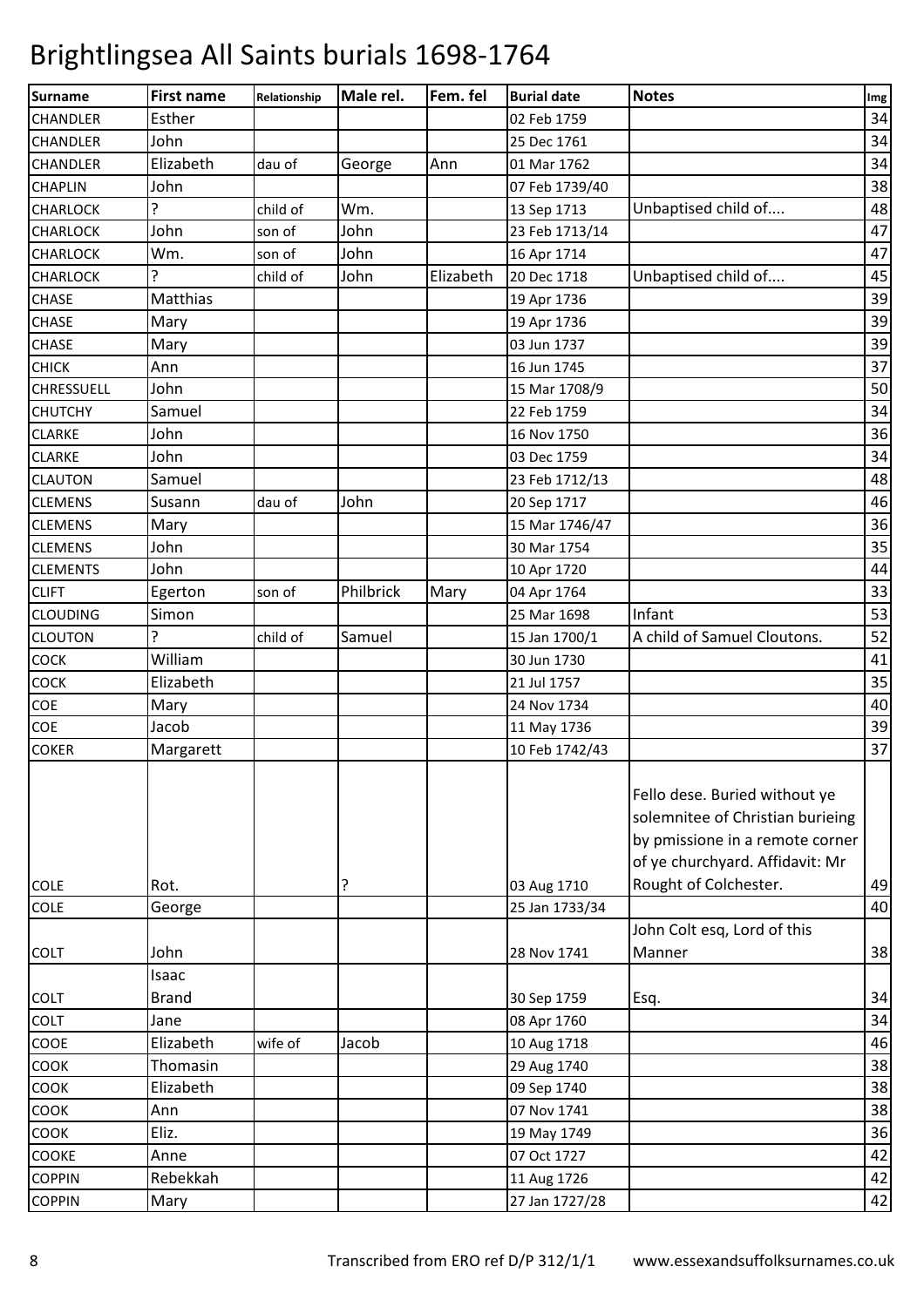# Brightlingsea All Saints burials 1698-1764

| Surname | First name | Relationship | Male rel. | Fem. fel | Burial date | Notes | Img |
|---|---|---|---|---|---|---|---|
| CHANDLER | Esther | | | | 02 Feb 1759 | | 34 |
| CHANDLER | John | | | | 25 Dec 1761 | | 34 |
| CHANDLER | Elizabeth | dau of | George | Ann | 01 Mar 1762 | | 34 |
| CHAPLIN | John | | | | 07 Feb 1739/40 | | 38 |
| CHARLOCK | ? | child of | Wm. | | 13 Sep 1713 | Unbaptised child of.... | 48 |
| CHARLOCK | John | son of | John | | 23 Feb 1713/14 | | 47 |
| CHARLOCK | Wm. | son of | John | | 16 Apr 1714 | | 47 |
| CHARLOCK | ? | child of | John | Elizabeth | 20 Dec 1718 | Unbaptised child of.... | 45 |
| CHASE | Matthias | | | | 19 Apr 1736 | | 39 |
| CHASE | Mary | | | | 19 Apr 1736 | | 39 |
| CHASE | Mary | | | | 03 Jun 1737 | | 39 |
| CHICK | Ann | | | | 16 Jun 1745 | | 37 |
| CHRESSUELL | John | | | | 15 Mar 1708/9 | | 50 |
| CHUTCHY | Samuel | | | | 22 Feb 1759 | | 34 |
| CLARKE | John | | | | 16 Nov 1750 | | 36 |
| CLARKE | John | | | | 03 Dec 1759 | | 34 |
| CLAUTON | Samuel | | | | 23 Feb 1712/13 | | 48 |
| CLEMENS | Susann | dau of | John | | 20 Sep 1717 | | 46 |
| CLEMENS | Mary | | | | 15 Mar 1746/47 | | 36 |
| CLEMENS | John | | | | 30 Mar 1754 | | 35 |
| CLEMENTS | John | | | | 10 Apr 1720 | | 44 |
| CLIFT | Egerton | son of | Philbrick | Mary | 04 Apr 1764 | | 33 |
| CLOUDING | Simon | | | | 25 Mar 1698 | Infant | 53 |
| CLOUTON | ? | child of | Samuel | | 15 Jan 1700/1 | A child of Samuel Cloutons. | 52 |
| COCK | William | | | | 30 Jun 1730 | | 41 |
| COCK | Elizabeth | | | | 21 Jul 1757 | | 35 |
| COE | Mary | | | | 24 Nov 1734 | | 40 |
| COE | Jacob | | | | 11 May 1736 | | 39 |
| COKER | Margarett | | | | 10 Feb 1742/43 | | 37 |
| COLE | Rot. | | ? | | 03 Aug 1710 | Fello dese. Buried without ye solemnitee of Christian burieing by pmissione in a remote corner of ye churchyard. Affidavit: Mr Rought of Colchester. | 49 |
| COLE | George | | | | 25 Jan 1733/34 | | 40 |
| COLT | John | | | | 28 Nov 1741 | John Colt esq, Lord of this Manner | 38 |
| COLT | Isaac Brand | | | | 30 Sep 1759 | Esq. | 34 |
| COLT | Jane | | | | 08 Apr 1760 | | 34 |
| COOE | Elizabeth | wife of | Jacob | | 10 Aug 1718 | | 46 |
| COOK | Thomasin | | | | 29 Aug 1740 | | 38 |
| COOK | Elizabeth | | | | 09 Sep 1740 | | 38 |
| COOK | Ann | | | | 07 Nov 1741 | | 38 |
| COOK | Eliz. | | | | 19 May 1749 | | 36 |
| COOKE | Anne | | | | 07 Oct 1727 | | 42 |
| COPPIN | Rebekkah | | | | 11 Aug 1726 | | 42 |
| COPPIN | Mary | | | | 27 Jan 1727/28 | | 42 |

Transcribed from ERO ref D/P 312/1/1 www.essexandsuffolksurnames.co.uk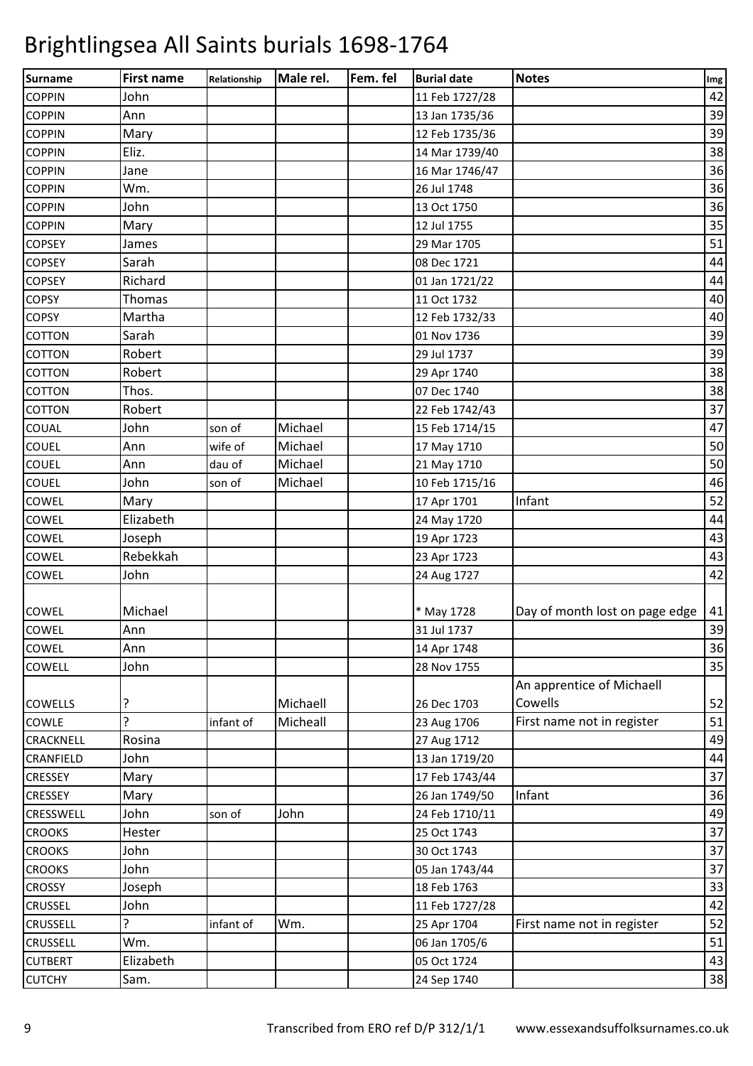# Brightlingsea All Saints burials 1698-1764

| Surname | First name | Relationship | Male rel. | Fem. fel | Burial date | Notes | Img |
|---|---|---|---|---|---|---|---|
| COPPIN | John | | | | 11 Feb 1727/28 | | 42 |
| COPPIN | Ann | | | | 13 Jan 1735/36 | | 39 |
| COPPIN | Mary | | | | 12 Feb 1735/36 | | 39 |
| COPPIN | Eliz. | | | | 14 Mar 1739/40 | | 38 |
| COPPIN | Jane | | | | 16 Mar 1746/47 | | 36 |
| COPPIN | Wm. | | | | 26 Jul 1748 | | 36 |
| COPPIN | John | | | | 13 Oct 1750 | | 36 |
| COPPIN | Mary | | | | 12 Jul 1755 | | 35 |
| COPSEY | James | | | | 29 Mar 1705 | | 51 |
| COPSEY | Sarah | | | | 08 Dec 1721 | | 44 |
| COPSEY | Richard | | | | 01 Jan 1721/22 | | 44 |
| COPSY | Thomas | | | | 11 Oct 1732 | | 40 |
| COPSY | Martha | | | | 12 Feb 1732/33 | | 40 |
| COTTON | Sarah | | | | 01 Nov 1736 | | 39 |
| COTTON | Robert | | | | 29 Jul 1737 | | 39 |
| COTTON | Robert | | | | 29 Apr 1740 | | 38 |
| COTTON | Thos. | | | | 07 Dec 1740 | | 38 |
| COTTON | Robert | | | | 22 Feb 1742/43 | | 37 |
| COUAL | John | son of | Michael | | 15 Feb 1714/15 | | 47 |
| COUEL | Ann | wife of | Michael | | 17 May 1710 | | 50 |
| COUEL | Ann | dau of | Michael | | 21 May 1710 | | 50 |
| COUEL | John | son of | Michael | | 10 Feb 1715/16 | | 46 |
| COWEL | Mary | | | | 17 Apr 1701 | Infant | 52 |
| COWEL | Elizabeth | | | | 24 May 1720 | | 44 |
| COWEL | Joseph | | | | 19 Apr 1723 | | 43 |
| COWEL | Rebekkah | | | | 23 Apr 1723 | | 43 |
| COWEL | John | | | | 24 Aug 1727 | | 42 |
| COWEL | Michael | | | | * May 1728 | Day of month lost on page edge | 41 |
| COWEL | Ann | | | | 31 Jul 1737 | | 39 |
| COWEL | Ann | | | | 14 Apr 1748 | | 36 |
| COWELL | John | | | | 28 Nov 1755 | | 35 |
| COWELLS | ? | | Michaell | | 26 Dec 1703 | An apprentice of Michaell Cowells | 52 |
| COWLE | ? | infant of | Micheall | | 23 Aug 1706 | First name not in register | 51 |
| CRACKNELL | Rosina | | | | 27 Aug 1712 | | 49 |
| CRANFIELD | John | | | | 13 Jan 1719/20 | | 44 |
| CRESSEY | Mary | | | | 17 Feb 1743/44 | | 37 |
| CRESSEY | Mary | | | | 26 Jan 1749/50 | Infant | 36 |
| CRESSWELL | John | son of | John | | 24 Feb 1710/11 | | 49 |
| CROOKS | Hester | | | | 25 Oct 1743 | | 37 |
| CROOKS | John | | | | 30 Oct 1743 | | 37 |
| CROOKS | John | | | | 05 Jan 1743/44 | | 37 |
| CROSSY | Joseph | | | | 18 Feb 1763 | | 33 |
| CRUSSEL | John | | | | 11 Feb 1727/28 | | 42 |
| CRUSSELL | ? | infant of | Wm. | | 25 Apr 1704 | First name not in register | 52 |
| CRUSSELL | Wm. | | | | 06 Jan 1705/6 | | 51 |
| CUTBERT | Elizabeth | | | | 05 Oct 1724 | | 43 |
| CUTCHY | Sam. | | | | 24 Sep 1740 | | 38 |

Transcribed from ERO ref D/P 312/1/1 www.essexandsuffolksurnames.co.uk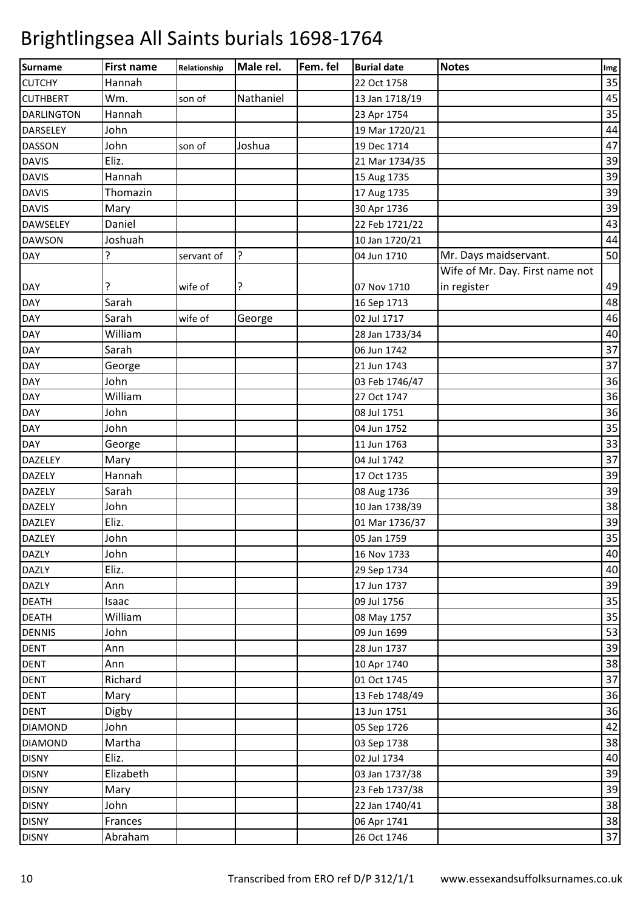# Brightlingsea All Saints burials 1698-1764

| Surname | First name | Relationship | Male rel. | Fem. fel | Burial date | Notes | Img |
|---|---|---|---|---|---|---|---|
| CUTCHY | Hannah | | | | 22 Oct 1758 | | 35 |
| CUTHBERT | Wm. | son of | Nathaniel | | 13 Jan 1718/19 | | 45 |
| DARLINGTON | Hannah | | | | 23 Apr 1754 | | 35 |
| DARSELEY | John | | | | 19 Mar 1720/21 | | 44 |
| DASSON | John | son of | Joshua | | 19 Dec 1714 | | 47 |
| DAVIS | Eliz. | | | | 21 Mar 1734/35 | | 39 |
| DAVIS | Hannah | | | | 15 Aug 1735 | | 39 |
| DAVIS | Thomazin | | | | 17 Aug 1735 | | 39 |
| DAVIS | Mary | | | | 30 Apr 1736 | | 39 |
| DAWSELEY | Daniel | | | | 22 Feb 1721/22 | | 43 |
| DAWSON | Joshuah | | | | 10 Jan 1720/21 | | 44 |
| DAY | ? | servant of | ? | | 04 Jun 1710 | Mr. Days maidservant. | 50 |
| DAY | ? | wife of | ? | | 07 Nov 1710 | Wife of Mr. Day. First name not in register | 49 |
| DAY | Sarah | | | | 16 Sep 1713 | | 48 |
| DAY | Sarah | wife of | George | | 02 Jul 1717 | | 46 |
| DAY | William | | | | 28 Jan 1733/34 | | 40 |
| DAY | Sarah | | | | 06 Jun 1742 | | 37 |
| DAY | George | | | | 21 Jun 1743 | | 37 |
| DAY | John | | | | 03 Feb 1746/47 | | 36 |
| DAY | William | | | | 27 Oct 1747 | | 36 |
| DAY | John | | | | 08 Jul 1751 | | 36 |
| DAY | John | | | | 04 Jun 1752 | | 35 |
| DAY | George | | | | 11 Jun 1763 | | 33 |
| DAZELEY | Mary | | | | 04 Jul 1742 | | 37 |
| DAZELY | Hannah | | | | 17 Oct 1735 | | 39 |
| DAZELY | Sarah | | | | 08 Aug 1736 | | 39 |
| DAZELY | John | | | | 10 Jan 1738/39 | | 38 |
| DAZLEY | Eliz. | | | | 01 Mar 1736/37 | | 39 |
| DAZLEY | John | | | | 05 Jan 1759 | | 35 |
| DAZLY | John | | | | 16 Nov 1733 | | 40 |
| DAZLY | Eliz. | | | | 29 Sep 1734 | | 40 |
| DAZLY | Ann | | | | 17 Jun 1737 | | 39 |
| DEATH | Isaac | | | | 09 Jul 1756 | | 35 |
| DEATH | William | | | | 08 May 1757 | | 35 |
| DENNIS | John | | | | 09 Jun 1699 | | 53 |
| DENT | Ann | | | | 28 Jun 1737 | | 39 |
| DENT | Ann | | | | 10 Apr 1740 | | 38 |
| DENT | Richard | | | | 01 Oct 1745 | | 37 |
| DENT | Mary | | | | 13 Feb 1748/49 | | 36 |
| DENT | Digby | | | | 13 Jun 1751 | | 36 |
| DIAMOND | John | | | | 05 Sep 1726 | | 42 |
| DIAMOND | Martha | | | | 03 Sep 1738 | | 38 |
| DISNY | Eliz. | | | | 02 Jul 1734 | | 40 |
| DISNY | Elizabeth | | | | 03 Jan 1737/38 | | 39 |
| DISNY | Mary | | | | 23 Feb 1737/38 | | 39 |
| DISNY | John | | | | 22 Jan 1740/41 | | 38 |
| DISNY | Frances | | | | 06 Apr 1741 | | 38 |
| DISNY | Abraham | | | | 26 Oct 1746 | | 37 |

Transcribed from ERO ref D/P 312/1/1 www.essexandsuffolksurnames.co.uk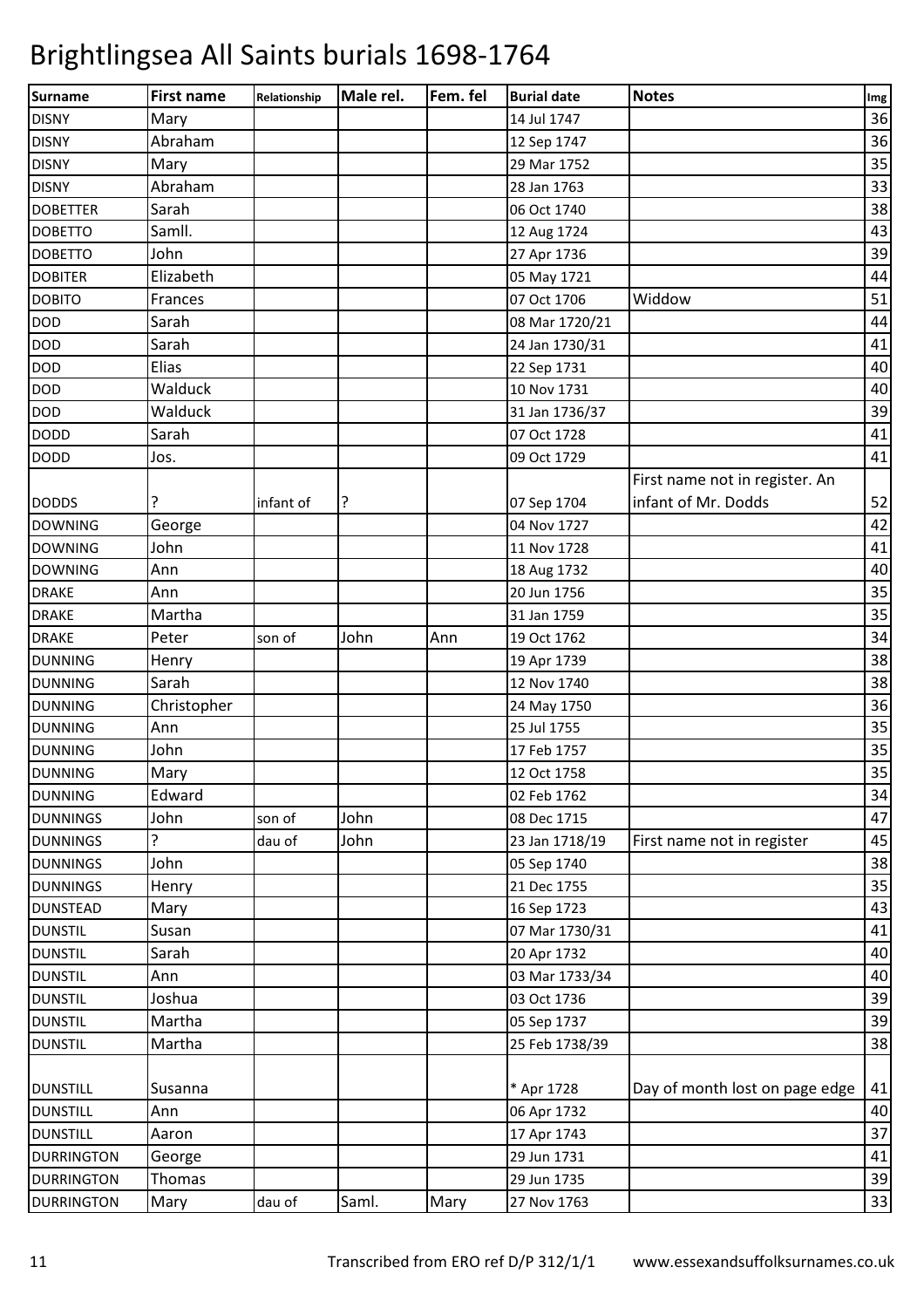# Brightlingsea All Saints burials 1698-1764

| Surname | First name | Relationship | Male rel. | Fem. fel | Burial date | Notes | Img |
|---|---|---|---|---|---|---|---|
| DISNY | Mary | | | | 14 Jul 1747 | | 36 |
| DISNY | Abraham | | | | 12 Sep 1747 | | 36 |
| DISNY | Mary | | | | 29 Mar 1752 | | 35 |
| DISNY | Abraham | | | | 28 Jan 1763 | | 33 |
| DOBETTER | Sarah | | | | 06 Oct 1740 | | 38 |
| DOBETTO | Samll. | | | | 12 Aug 1724 | | 43 |
| DOBETTO | John | | | | 27 Apr 1736 | | 39 |
| DOBITER | Elizabeth | | | | 05 May 1721 | | 44 |
| DOBITO | Frances | | | | 07 Oct 1706 | Widdow | 51 |
| DOD | Sarah | | | | 08 Mar 1720/21 | | 44 |
| DOD | Sarah | | | | 24 Jan 1730/31 | | 41 |
| DOD | Elias | | | | 22 Sep 1731 | | 40 |
| DOD | Walduck | | | | 10 Nov 1731 | | 40 |
| DOD | Walduck | | | | 31 Jan 1736/37 | | 39 |
| DODD | Sarah | | | | 07 Oct 1728 | | 41 |
| DODD | Jos. | | | | 09 Oct 1729 | | 41 |
| DODDS | ? | infant of | ? | | 07 Sep 1704 | First name not in register. An infant of Mr. Dodds | 52 |
| DOWNING | George | | | | 04 Nov 1727 | | 42 |
| DOWNING | John | | | | 11 Nov 1728 | | 41 |
| DOWNING | Ann | | | | 18 Aug 1732 | | 40 |
| DRAKE | Ann | | | | 20 Jun 1756 | | 35 |
| DRAKE | Martha | | | | 31 Jan 1759 | | 35 |
| DRAKE | Peter | son of | John | Ann | 19 Oct 1762 | | 34 |
| DUNNING | Henry | | | | 19 Apr 1739 | | 38 |
| DUNNING | Sarah | | | | 12 Nov 1740 | | 38 |
| DUNNING | Christopher | | | | 24 May 1750 | | 36 |
| DUNNING | Ann | | | | 25 Jul 1755 | | 35 |
| DUNNING | John | | | | 17 Feb 1757 | | 35 |
| DUNNING | Mary | | | | 12 Oct 1758 | | 35 |
| DUNNING | Edward | | | | 02 Feb 1762 | | 34 |
| DUNNINGS | John | son of | John | | 08 Dec 1715 | | 47 |
| DUNNINGS | ? | dau of | John | | 23 Jan 1718/19 | First name not in register | 45 |
| DUNNINGS | John | | | | 05 Sep 1740 | | 38 |
| DUNNINGS | Henry | | | | 21 Dec 1755 | | 35 |
| DUNSTEAD | Mary | | | | 16 Sep 1723 | | 43 |
| DUNSTIL | Susan | | | | 07 Mar 1730/31 | | 41 |
| DUNSTIL | Sarah | | | | 20 Apr 1732 | | 40 |
| DUNSTIL | Ann | | | | 03 Mar 1733/34 | | 40 |
| DUNSTIL | Joshua | | | | 03 Oct 1736 | | 39 |
| DUNSTIL | Martha | | | | 05 Sep 1737 | | 39 |
| DUNSTIL | Martha | | | | 25 Feb 1738/39 | | 38 |
| DUNSTILL | Susanna | | | | * Apr 1728 | Day of month lost on page edge | 41 |
| DUNSTILL | Ann | | | | 06 Apr 1732 | | 40 |
| DUNSTILL | Aaron | | | | 17 Apr 1743 | | 37 |
| DURRINGTON | George | | | | 29 Jun 1731 | | 41 |
| DURRINGTON | Thomas | | | | 29 Jun 1735 | | 39 |
| DURRINGTON | Mary | dau of | Saml. | Mary | 27 Nov 1763 | | 33 |

Transcribed from ERO ref D/P 312/1/1 www.essexandsuffolksurnames.co.uk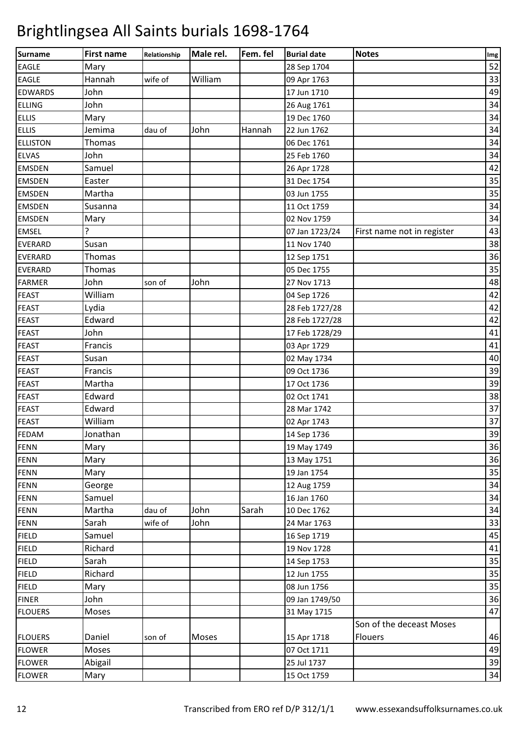# Brightlingsea All Saints burials 1698-1764

| Surname | First name | Relationship | Male rel. | Fem. fel | Burial date | Notes | Img |
|---|---|---|---|---|---|---|---|
| EAGLE | Mary | | | | 28 Sep 1704 | | 52 |
| EAGLE | Hannah | wife of | William | | 09 Apr 1763 | | 33 |
| EDWARDS | John | | | | 17 Jun 1710 | | 49 |
| ELLING | John | | | | 26 Aug 1761 | | 34 |
| ELLIS | Mary | | | | 19 Dec 1760 | | 34 |
| ELLIS | Jemima | dau of | John | Hannah | 22 Jun 1762 | | 34 |
| ELLISTON | Thomas | | | | 06 Dec 1761 | | 34 |
| ELVAS | John | | | | 25 Feb 1760 | | 34 |
| EMSDEN | Samuel | | | | 26 Apr 1728 | | 42 |
| EMSDEN | Easter | | | | 31 Dec 1754 | | 35 |
| EMSDEN | Martha | | | | 03 Jun 1755 | | 35 |
| EMSDEN | Susanna | | | | 11 Oct 1759 | | 34 |
| EMSDEN | Mary | | | | 02 Nov 1759 | | 34 |
| EMSEL | ? | | | | 07 Jan 1723/24 | First name not in register | 43 |
| EVERARD | Susan | | | | 11 Nov 1740 | | 38 |
| EVERARD | Thomas | | | | 12 Sep 1751 | | 36 |
| EVERARD | Thomas | | | | 05 Dec 1755 | | 35 |
| FARMER | John | son of | John | | 27 Nov 1713 | | 48 |
| FEAST | William | | | | 04 Sep 1726 | | 42 |
| FEAST | Lydia | | | | 28 Feb 1727/28 | | 42 |
| FEAST | Edward | | | | 28 Feb 1727/28 | | 42 |
| FEAST | John | | | | 17 Feb 1728/29 | | 41 |
| FEAST | Francis | | | | 03 Apr 1729 | | 41 |
| FEAST | Susan | | | | 02 May 1734 | | 40 |
| FEAST | Francis | | | | 09 Oct 1736 | | 39 |
| FEAST | Martha | | | | 17 Oct 1736 | | 39 |
| FEAST | Edward | | | | 02 Oct 1741 | | 38 |
| FEAST | Edward | | | | 28 Mar 1742 | | 37 |
| FEAST | William | | | | 02 Apr 1743 | | 37 |
| FEDAM | Jonathan | | | | 14 Sep 1736 | | 39 |
| FENN | Mary | | | | 19 May 1749 | | 36 |
| FENN | Mary | | | | 13 May 1751 | | 36 |
| FENN | Mary | | | | 19 Jan 1754 | | 35 |
| FENN | George | | | | 12 Aug 1759 | | 34 |
| FENN | Samuel | | | | 16 Jan 1760 | | 34 |
| FENN | Martha | dau of | John | Sarah | 10 Dec 1762 | | 34 |
| FENN | Sarah | wife of | John | | 24 Mar 1763 | | 33 |
| FIELD | Samuel | | | | 16 Sep 1719 | | 45 |
| FIELD | Richard | | | | 19 Nov 1728 | | 41 |
| FIELD | Sarah | | | | 14 Sep 1753 | | 35 |
| FIELD | Richard | | | | 12 Jun 1755 | | 35 |
| FIELD | Mary | | | | 08 Jun 1756 | | 35 |
| FINER | John | | | | 09 Jan 1749/50 | | 36 |
| FLOUERS | Moses | | | | 31 May 1715 | | 47 |
| FLOUERS | Daniel | son of | Moses | | 15 Apr 1718 | Son of the deceast Moses Flouers | 46 |
| FLOWER | Moses | | | | 07 Oct 1711 | | 49 |
| FLOWER | Abigail | | | | 25 Jul 1737 | | 39 |
| FLOWER | Mary | | | | 15 Oct 1759 | | 34 |

Transcribed from ERO ref D/P 312/1/1 www.essexandsuffolksurnames.co.uk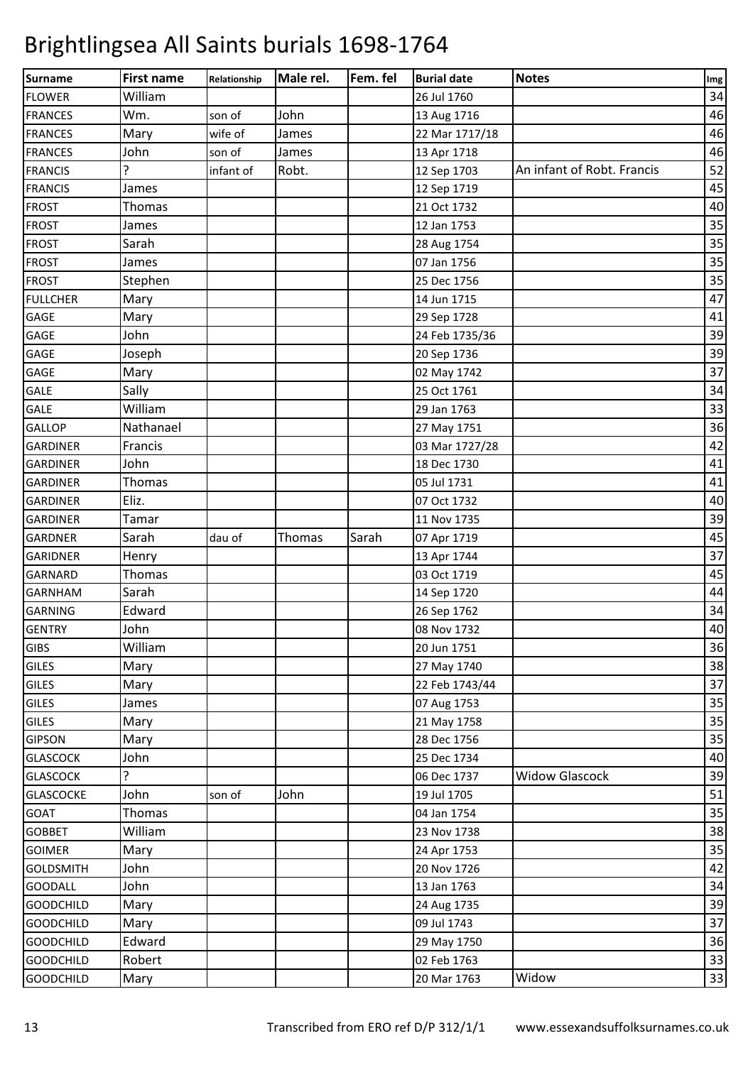# Brightlingsea All Saints burials 1698-1764

| Surname | First name | Relationship | Male rel. | Fem. fel | Burial date | Notes | Img |
|---|---|---|---|---|---|---|---|
| FLOWER | William | | | | 26 Jul 1760 | | 34 |
| FRANCES | Wm. | son of | John | | 13 Aug 1716 | | 46 |
| FRANCES | Mary | wife of | James | | 22 Mar 1717/18 | | 46 |
| FRANCES | John | son of | James | | 13 Apr 1718 | | 46 |
| FRANCIS | ? | infant of | Robt. | | 12 Sep 1703 | An infant of Robt. Francis | 52 |
| FRANCIS | James | | | | 12 Sep 1719 | | 45 |
| FROST | Thomas | | | | 21 Oct 1732 | | 40 |
| FROST | James | | | | 12 Jan 1753 | | 35 |
| FROST | Sarah | | | | 28 Aug 1754 | | 35 |
| FROST | James | | | | 07 Jan 1756 | | 35 |
| FROST | Stephen | | | | 25 Dec 1756 | | 35 |
| FULLCHER | Mary | | | | 14 Jun 1715 | | 47 |
| GAGE | Mary | | | | 29 Sep 1728 | | 41 |
| GAGE | John | | | | 24 Feb 1735/36 | | 39 |
| GAGE | Joseph | | | | 20 Sep 1736 | | 39 |
| GAGE | Mary | | | | 02 May 1742 | | 37 |
| GALE | Sally | | | | 25 Oct 1761 | | 34 |
| GALE | William | | | | 29 Jan 1763 | | 33 |
| GALLOP | Nathanael | | | | 27 May 1751 | | 36 |
| GARDINER | Francis | | | | 03 Mar 1727/28 | | 42 |
| GARDINER | John | | | | 18 Dec 1730 | | 41 |
| GARDINER | Thomas | | | | 05 Jul 1731 | | 41 |
| GARDINER | Eliz. | | | | 07 Oct 1732 | | 40 |
| GARDINER | Tamar | | | | 11 Nov 1735 | | 39 |
| GARDNER | Sarah | dau of | Thomas | Sarah | 07 Apr 1719 | | 45 |
| GARIDNER | Henry | | | | 13 Apr 1744 | | 37 |
| GARNARD | Thomas | | | | 03 Oct 1719 | | 45 |
| GARNHAM | Sarah | | | | 14 Sep 1720 | | 44 |
| GARNING | Edward | | | | 26 Sep 1762 | | 34 |
| GENTRY | John | | | | 08 Nov 1732 | | 40 |
| GIBS | William | | | | 20 Jun 1751 | | 36 |
| GILES | Mary | | | | 27 May 1740 | | 38 |
| GILES | Mary | | | | 22 Feb 1743/44 | | 37 |
| GILES | James | | | | 07 Aug 1753 | | 35 |
| GILES | Mary | | | | 21 May 1758 | | 35 |
| GIPSON | Mary | | | | 28 Dec 1756 | | 35 |
| GLASCOCK | John | | | | 25 Dec 1734 | | 40 |
| GLASCOCK | ? | | | | 06 Dec 1737 | Widow Glascock | 39 |
| GLASCOCKE | John | son of | John | | 19 Jul 1705 | | 51 |
| GOAT | Thomas | | | | 04 Jan 1754 | | 35 |
| GOBBET | William | | | | 23 Nov 1738 | | 38 |
| GOIMER | Mary | | | | 24 Apr 1753 | | 35 |
| GOLDSMITH | John | | | | 20 Nov 1726 | | 42 |
| GOODALL | John | | | | 13 Jan 1763 | | 34 |
| GOODCHILD | Mary | | | | 24 Aug 1735 | | 39 |
| GOODCHILD | Mary | | | | 09 Jul 1743 | | 37 |
| GOODCHILD | Edward | | | | 29 May 1750 | | 36 |
| GOODCHILD | Robert | | | | 02 Feb 1763 | | 33 |
| GOODCHILD | Mary | | | | 20 Mar 1763 | Widow | 33 |

Transcribed from ERO ref D/P 312/1/1 www.essexandsuffolksurnames.co.uk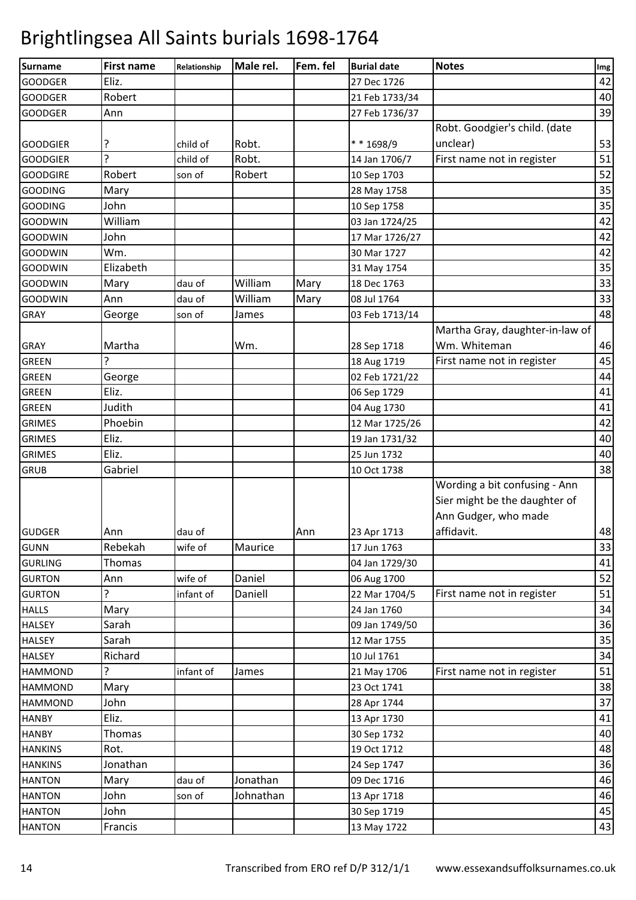# Brightlingsea All Saints burials 1698-1764

| Surname | First name | Relationship | Male rel. | Fem. fel | Burial date | Notes | Img |
|---|---|---|---|---|---|---|---|
| GOODGER | Eliz. | | | | 27 Dec 1726 | | 42 |
| GOODGER | Robert | | | | 21 Feb 1733/34 | | 40 |
| GOODGER | Ann | | | | 27 Feb 1736/37 | | 39 |
| GOODGIER | ? | child of | Robt. | | * * 1698/9 | Robt. Goodgier's child. (date unclear) | 53 |
| GOODGIER | ? | child of | Robt. | | 14 Jan 1706/7 | First name not in register | 51 |
| GOODGIRE | Robert | son of | Robert | | 10 Sep 1703 | | 52 |
| GOODING | Mary | | | | 28 May 1758 | | 35 |
| GOODING | John | | | | 10 Sep 1758 | | 35 |
| GOODWIN | William | | | | 03 Jan 1724/25 | | 42 |
| GOODWIN | John | | | | 17 Mar 1726/27 | | 42 |
| GOODWIN | Wm. | | | | 30 Mar 1727 | | 42 |
| GOODWIN | Elizabeth | | | | 31 May 1754 | | 35 |
| GOODWIN | Mary | dau of | William | Mary | 18 Dec 1763 | | 33 |
| GOODWIN | Ann | dau of | William | Mary | 08 Jul 1764 | | 33 |
| GRAY | George | son of | James | | 03 Feb 1713/14 | | 48 |
| GRAY | Martha | | Wm. | | 28 Sep 1718 | Martha Gray, daughter-in-law of Wm. Whiteman | 46 |
| GREEN | ? | | | | 18 Aug 1719 | First name not in register | 45 |
| GREEN | George | | | | 02 Feb 1721/22 | | 44 |
| GREEN | Eliz. | | | | 06 Sep 1729 | | 41 |
| GREEN | Judith | | | | 04 Aug 1730 | | 41 |
| GRIMES | Phoebin | | | | 12 Mar 1725/26 | | 42 |
| GRIMES | Eliz. | | | | 19 Jan 1731/32 | | 40 |
| GRIMES | Eliz. | | | | 25 Jun 1732 | | 40 |
| GRUB | Gabriel | | | | 10 Oct 1738 | | 38 |
| GUDGER | Ann | dau of | | Ann | 23 Apr 1713 | Wording a bit confusing - Ann Sier might be the daughter of Ann Gudger, who made affidavit. | 48 |
| GUNN | Rebekah | wife of | Maurice | | 17 Jun 1763 | | 33 |
| GURLING | Thomas | | | | 04 Jan 1729/30 | | 41 |
| GURTON | Ann | wife of | Daniel | | 06 Aug 1700 | | 52 |
| GURTON | ? | infant of | Daniell | | 22 Mar 1704/5 | First name not in register | 51 |
| HALLS | Mary | | | | 24 Jan 1760 | | 34 |
| HALSEY | Sarah | | | | 09 Jan 1749/50 | | 36 |
| HALSEY | Sarah | | | | 12 Mar 1755 | | 35 |
| HALSEY | Richard | | | | 10 Jul 1761 | | 34 |
| HAMMOND | ? | infant of | James | | 21 May 1706 | First name not in register | 51 |
| HAMMOND | Mary | | | | 23 Oct 1741 | | 38 |
| HAMMOND | John | | | | 28 Apr 1744 | | 37 |
| HANBY | Eliz. | | | | 13 Apr 1730 | | 41 |
| HANBY | Thomas | | | | 30 Sep 1732 | | 40 |
| HANKINS | Rot. | | | | 19 Oct 1712 | | 48 |
| HANKINS | Jonathan | | | | 24 Sep 1747 | | 36 |
| HANTON | Mary | dau of | Jonathan | | 09 Dec 1716 | | 46 |
| HANTON | John | son of | Johnathan | | 13 Apr 1718 | | 46 |
| HANTON | John | | | | 30 Sep 1719 | | 45 |
| HANTON | Francis | | | | 13 May 1722 | | 43 |

Transcribed from ERO ref D/P 312/1/1 www.essexandsuffolksurnames.co.uk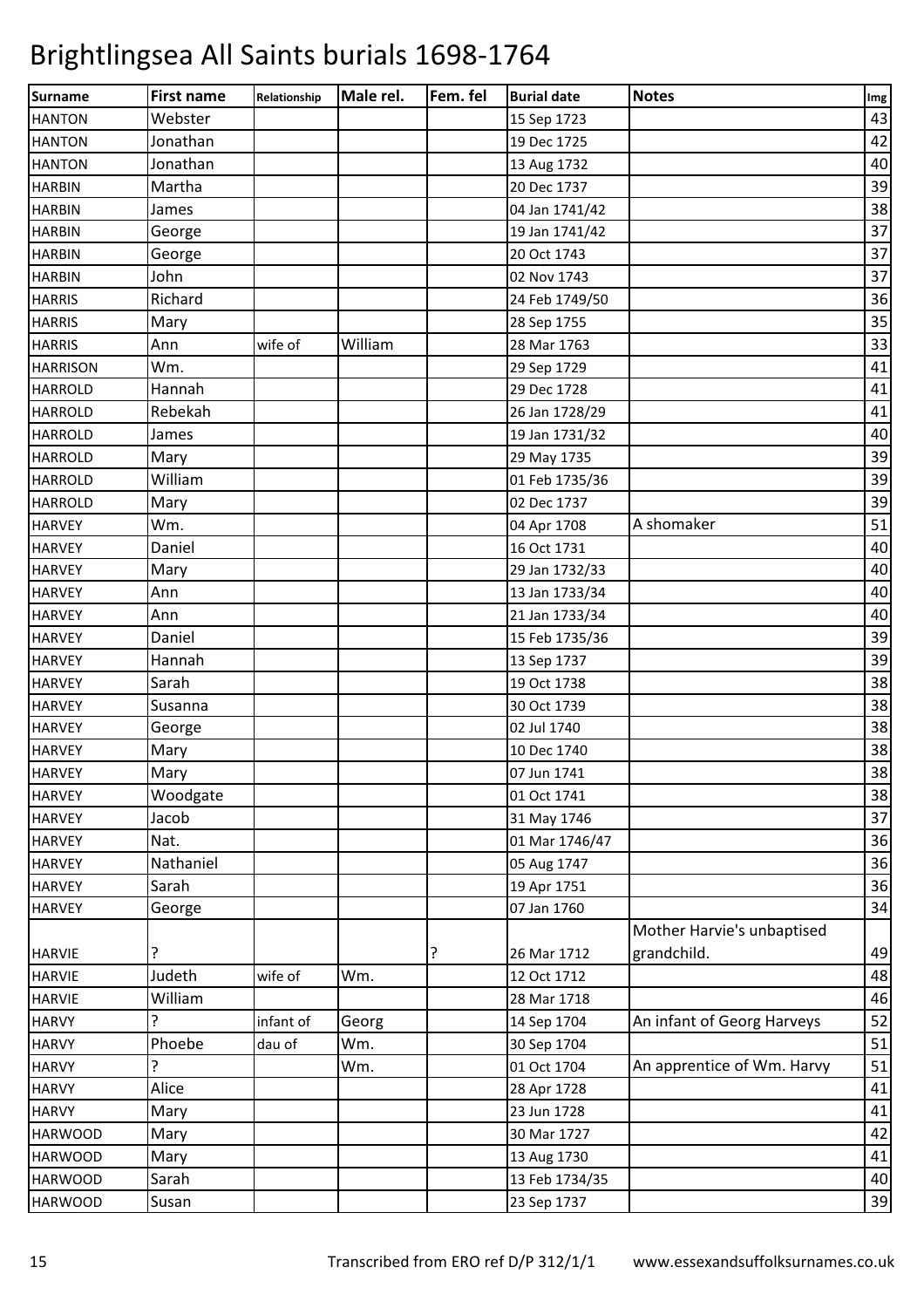# Brightlingsea All Saints burials 1698-1764

| Surname | First name | Relationship | Male rel. | Fem. fel | Burial date | Notes | Img |
|---|---|---|---|---|---|---|---|
| HANTON | Webster | | | | 15 Sep 1723 | | 43 |
| HANTON | Jonathan | | | | 19 Dec 1725 | | 42 |
| HANTON | Jonathan | | | | 13 Aug 1732 | | 40 |
| HARBIN | Martha | | | | 20 Dec 1737 | | 39 |
| HARBIN | James | | | | 04 Jan 1741/42 | | 38 |
| HARBIN | George | | | | 19 Jan 1741/42 | | 37 |
| HARBIN | George | | | | 20 Oct 1743 | | 37 |
| HARBIN | John | | | | 02 Nov 1743 | | 37 |
| HARRIS | Richard | | | | 24 Feb 1749/50 | | 36 |
| HARRIS | Mary | | | | 28 Sep 1755 | | 35 |
| HARRIS | Ann | wife of | William | | 28 Mar 1763 | | 33 |
| HARRISON | Wm. | | | | 29 Sep 1729 | | 41 |
| HARROLD | Hannah | | | | 29 Dec 1728 | | 41 |
| HARROLD | Rebekah | | | | 26 Jan 1728/29 | | 41 |
| HARROLD | James | | | | 19 Jan 1731/32 | | 40 |
| HARROLD | Mary | | | | 29 May 1735 | | 39 |
| HARROLD | William | | | | 01 Feb 1735/36 | | 39 |
| HARROLD | Mary | | | | 02 Dec 1737 | | 39 |
| HARVEY | Wm. | | | | 04 Apr 1708 | A shomaker | 51 |
| HARVEY | Daniel | | | | 16 Oct 1731 | | 40 |
| HARVEY | Mary | | | | 29 Jan 1732/33 | | 40 |
| HARVEY | Ann | | | | 13 Jan 1733/34 | | 40 |
| HARVEY | Ann | | | | 21 Jan 1733/34 | | 40 |
| HARVEY | Daniel | | | | 15 Feb 1735/36 | | 39 |
| HARVEY | Hannah | | | | 13 Sep 1737 | | 39 |
| HARVEY | Sarah | | | | 19 Oct 1738 | | 38 |
| HARVEY | Susanna | | | | 30 Oct 1739 | | 38 |
| HARVEY | George | | | | 02 Jul 1740 | | 38 |
| HARVEY | Mary | | | | 10 Dec 1740 | | 38 |
| HARVEY | Mary | | | | 07 Jun 1741 | | 38 |
| HARVEY | Woodgate | | | | 01 Oct 1741 | | 38 |
| HARVEY | Jacob | | | | 31 May 1746 | | 37 |
| HARVEY | Nat. | | | | 01 Mar 1746/47 | | 36 |
| HARVEY | Nathaniel | | | | 05 Aug 1747 | | 36 |
| HARVEY | Sarah | | | | 19 Apr 1751 | | 36 |
| HARVEY | George | | | | 07 Jan 1760 | | 34 |
| HARVIE | ? | | | ? | 26 Mar 1712 | Mother Harvie's unbaptised grandchild. | 49 |
| HARVIE | Judeth | wife of | Wm. | | 12 Oct 1712 | | 48 |
| HARVIE | William | | | | 28 Mar 1718 | | 46 |
| HARVY | ? | infant of | Georg | | 14 Sep 1704 | An infant of Georg Harveys | 52 |
| HARVY | Phoebe | dau of | Wm. | | 30 Sep 1704 | | 51 |
| HARVY | ? | | Wm. | | 01 Oct 1704 | An apprentice of Wm. Harvy | 51 |
| HARVY | Alice | | | | 28 Apr 1728 | | 41 |
| HARVY | Mary | | | | 23 Jun 1728 | | 41 |
| HARWOOD | Mary | | | | 30 Mar 1727 | | 42 |
| HARWOOD | Mary | | | | 13 Aug 1730 | | 41 |
| HARWOOD | Sarah | | | | 13 Feb 1734/35 | | 40 |
| HARWOOD | Susan | | | | 23 Sep 1737 | | 39 |

Transcribed from ERO ref D/P 312/1/1 www.essexandsuffolksurnames.co.uk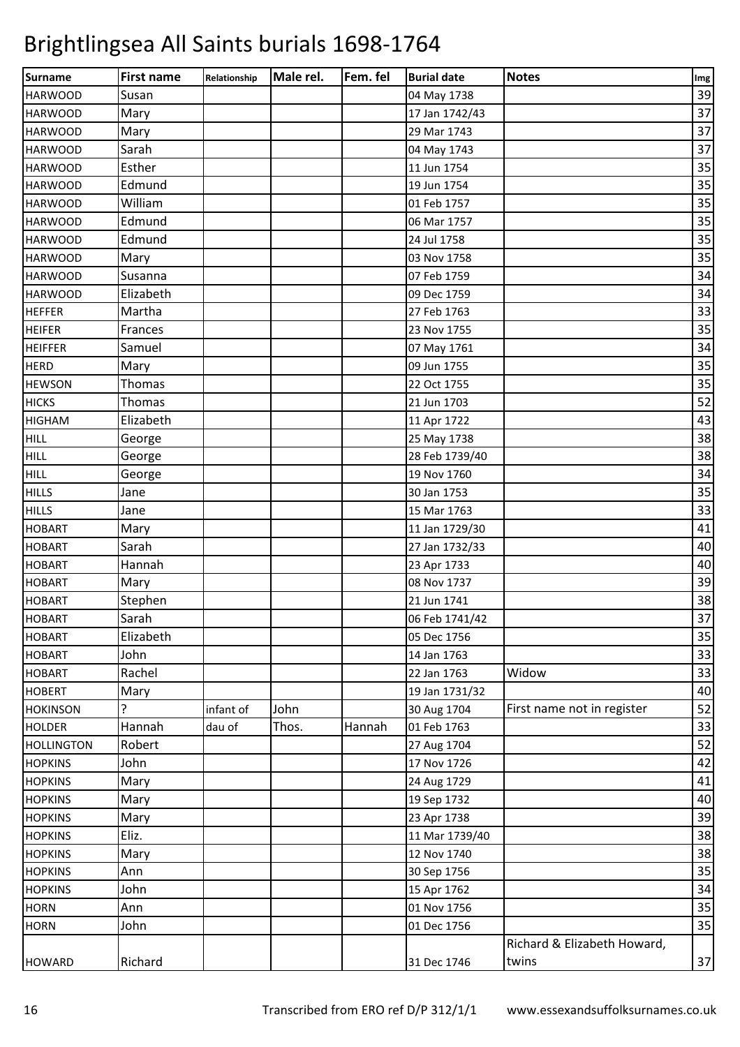# Brightlingsea All Saints burials 1698-1764

| Surname | First name | Relationship | Male rel. | Fem. fel | Burial date | Notes | Img |
|---|---|---|---|---|---|---|---|
| HARWOOD | Susan | | | | 04 May 1738 | | 39 |
| HARWOOD | Mary | | | | 17 Jan 1742/43 | | 37 |
| HARWOOD | Mary | | | | 29 Mar 1743 | | 37 |
| HARWOOD | Sarah | | | | 04 May 1743 | | 37 |
| HARWOOD | Esther | | | | 11 Jun 1754 | | 35 |
| HARWOOD | Edmund | | | | 19 Jun 1754 | | 35 |
| HARWOOD | William | | | | 01 Feb 1757 | | 35 |
| HARWOOD | Edmund | | | | 06 Mar 1757 | | 35 |
| HARWOOD | Edmund | | | | 24 Jul 1758 | | 35 |
| HARWOOD | Mary | | | | 03 Nov 1758 | | 35 |
| HARWOOD | Susanna | | | | 07 Feb 1759 | | 34 |
| HARWOOD | Elizabeth | | | | 09 Dec 1759 | | 34 |
| HEFFER | Martha | | | | 27 Feb 1763 | | 33 |
| HEIFER | Frances | | | | 23 Nov 1755 | | 35 |
| HEIFFER | Samuel | | | | 07 May 1761 | | 34 |
| HERD | Mary | | | | 09 Jun 1755 | | 35 |
| HEWSON | Thomas | | | | 22 Oct 1755 | | 35 |
| HICKS | Thomas | | | | 21 Jun 1703 | | 52 |
| HIGHAM | Elizabeth | | | | 11 Apr 1722 | | 43 |
| HILL | George | | | | 25 May 1738 | | 38 |
| HILL | George | | | | 28 Feb 1739/40 | | 38 |
| HILL | George | | | | 19 Nov 1760 | | 34 |
| HILLS | Jane | | | | 30 Jan 1753 | | 35 |
| HILLS | Jane | | | | 15 Mar 1763 | | 33 |
| HOBART | Mary | | | | 11 Jan 1729/30 | | 41 |
| HOBART | Sarah | | | | 27 Jan 1732/33 | | 40 |
| HOBART | Hannah | | | | 23 Apr 1733 | | 40 |
| HOBART | Mary | | | | 08 Nov 1737 | | 39 |
| HOBART | Stephen | | | | 21 Jun 1741 | | 38 |
| HOBART | Sarah | | | | 06 Feb 1741/42 | | 37 |
| HOBART | Elizabeth | | | | 05 Dec 1756 | | 35 |
| HOBART | John | | | | 14 Jan 1763 | | 33 |
| HOBART | Rachel | | | | 22 Jan 1763 | Widow | 33 |
| HOBERT | Mary | | | | 19 Jan 1731/32 | | 40 |
| HOKINSON | ? | infant of | John | | 30 Aug 1704 | First name not in register | 52 |
| HOLDER | Hannah | dau of | Thos. | Hannah | 01 Feb 1763 | | 33 |
| HOLLINGTON | Robert | | | | 27 Aug 1704 | | 52 |
| HOPKINS | John | | | | 17 Nov 1726 | | 42 |
| HOPKINS | Mary | | | | 24 Aug 1729 | | 41 |
| HOPKINS | Mary | | | | 19 Sep 1732 | | 40 |
| HOPKINS | Mary | | | | 23 Apr 1738 | | 39 |
| HOPKINS | Eliz. | | | | 11 Mar 1739/40 | | 38 |
| HOPKINS | Mary | | | | 12 Nov 1740 | | 38 |
| HOPKINS | Ann | | | | 30 Sep 1756 | | 35 |
| HOPKINS | John | | | | 15 Apr 1762 | | 34 |
| HORN | Ann | | | | 01 Nov 1756 | | 35 |
| HORN | John | | | | 01 Dec 1756 | | 35 |
| HOWARD | Richard | | | | 31 Dec 1746 | Richard & Elizabeth Howard, twins | 37 |

Transcribed from ERO ref D/P 312/1/1 www.essexandsuffolksurnames.co.uk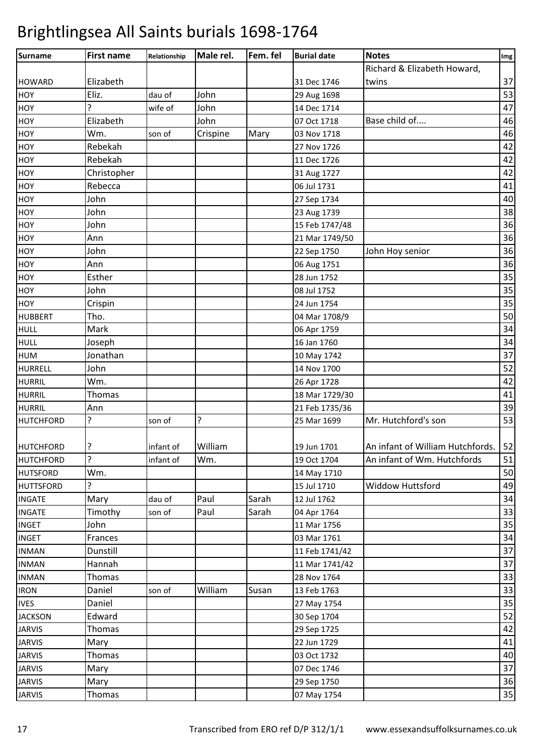# Brightlingsea All Saints burials 1698-1764

| Surname | First name | Relationship | Male rel. | Fem. fel | Burial date | Notes | Img |
|---|---|---|---|---|---|---|---|
| HOWARD | Elizabeth | | | | 31 Dec 1746 | Richard & Elizabeth Howard, twins | 37 |
| HOY | Eliz. | dau of | John | | 29 Aug 1698 | | 53 |
| HOY | ? | wife of | John | | 14 Dec 1714 | | 47 |
| HOY | Elizabeth | | John | | 07 Oct 1718 | Base child of.... | 46 |
| HOY | Wm. | son of | Crispine | Mary | 03 Nov 1718 | | 46 |
| HOY | Rebekah | | | | 27 Nov 1726 | | 42 |
| HOY | Rebekah | | | | 11 Dec 1726 | | 42 |
| HOY | Christopher | | | | 31 Aug 1727 | | 42 |
| HOY | Rebecca | | | | 06 Jul 1731 | | 41 |
| HOY | John | | | | 27 Sep 1734 | | 40 |
| HOY | John | | | | 23 Aug 1739 | | 38 |
| HOY | John | | | | 15 Feb 1747/48 | | 36 |
| HOY | Ann | | | | 21 Mar 1749/50 | | 36 |
| HOY | John | | | | 22 Sep 1750 | John Hoy senior | 36 |
| HOY | Ann | | | | 06 Aug 1751 | | 36 |
| HOY | Esther | | | | 28 Jun 1752 | | 35 |
| HOY | John | | | | 08 Jul 1752 | | 35 |
| HOY | Crispin | | | | 24 Jun 1754 | | 35 |
| HUBBERT | Tho. | | | | 04 Mar 1708/9 | | 50 |
| HULL | Mark | | | | 06 Apr 1759 | | 34 |
| HULL | Joseph | | | | 16 Jan 1760 | | 34 |
| HUM | Jonathan | | | | 10 May 1742 | | 37 |
| HURRELL | John | | | | 14 Nov 1700 | | 52 |
| HURRIL | Wm. | | | | 26 Apr 1728 | | 42 |
| HURRIL | Thomas | | | | 18 Mar 1729/30 | | 41 |
| HURRIL | Ann | | | | 21 Feb 1735/36 | | 39 |
| HUTCHFORD | ? | son of | ? | | 25 Mar 1699 | Mr. Hutchford's son | 53 |
| HUTCHFORD | ? | infant of | William | | 19 Jun 1701 | An infant of William Hutchfords. | 52 |
| HUTCHFORD | ? | infant of | Wm. | | 19 Oct 1704 | An infant of Wm. Hutchfords | 51 |
| HUTSFORD | Wm. | | | | 14 May 1710 | | 50 |
| HUTTSFORD | ? | | | | 15 Jul 1710 | Widdow Huttsford | 49 |
| INGATE | Mary | dau of | Paul | Sarah | 12 Jul 1762 | | 34 |
| INGATE | Timothy | son of | Paul | Sarah | 04 Apr 1764 | | 33 |
| INGET | John | | | | 11 Mar 1756 | | 35 |
| INGET | Frances | | | | 03 Mar 1761 | | 34 |
| INMAN | Dunstill | | | | 11 Feb 1741/42 | | 37 |
| INMAN | Hannah | | | | 11 Mar 1741/42 | | 37 |
| INMAN | Thomas | | | | 28 Nov 1764 | | 33 |
| IRON | Daniel | son of | William | Susan | 13 Feb 1763 | | 33 |
| IVES | Daniel | | | | 27 May 1754 | | 35 |
| JACKSON | Edward | | | | 30 Sep 1704 | | 52 |
| JARVIS | Thomas | | | | 29 Sep 1725 | | 42 |
| JARVIS | Mary | | | | 22 Jun 1729 | | 41 |
| JARVIS | Thomas | | | | 03 Oct 1732 | | 40 |
| JARVIS | Mary | | | | 07 Dec 1746 | | 37 |
| JARVIS | Mary | | | | 29 Sep 1750 | | 36 |
| JARVIS | Thomas | | | | 07 May 1754 | | 35 |

Transcribed from ERO ref D/P 312/1/1 www.essexandsuffolksurnames.co.uk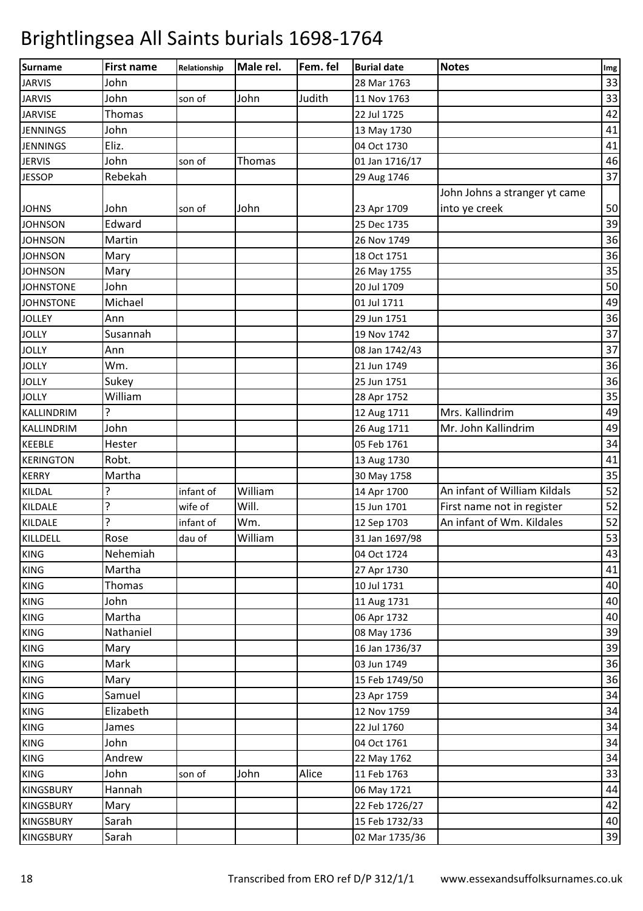# Brightlingsea All Saints burials 1698-1764

| Surname | First name | Relationship | Male rel. | Fem. fel | Burial date | Notes | Img |
|---|---|---|---|---|---|---|---|
| JARVIS | John | | | | 28 Mar 1763 | | 33 |
| JARVIS | John | son of | John | Judith | 11 Nov 1763 | | 33 |
| JARVISE | Thomas | | | | 22 Jul 1725 | | 42 |
| JENNINGS | John | | | | 13 May 1730 | | 41 |
| JENNINGS | Eliz. | | | | 04 Oct 1730 | | 41 |
| JERVIS | John | son of | Thomas | | 01 Jan 1716/17 | | 46 |
| JESSOP | Rebekah | | | | 29 Aug 1746 | | 37 |
| JOHNS | John | son of | John | | 23 Apr 1709 | John Johns a stranger yt came into ye creek | 50 |
| JOHNSON | Edward | | | | 25 Dec 1735 | | 39 |
| JOHNSON | Martin | | | | 26 Nov 1749 | | 36 |
| JOHNSON | Mary | | | | 18 Oct 1751 | | 36 |
| JOHNSON | Mary | | | | 26 May 1755 | | 35 |
| JOHNSTONE | John | | | | 20 Jul 1709 | | 50 |
| JOHNSTONE | Michael | | | | 01 Jul 1711 | | 49 |
| JOLLEY | Ann | | | | 29 Jun 1751 | | 36 |
| JOLLY | Susannah | | | | 19 Nov 1742 | | 37 |
| JOLLY | Ann | | | | 08 Jan 1742/43 | | 37 |
| JOLLY | Wm. | | | | 21 Jun 1749 | | 36 |
| JOLLY | Sukey | | | | 25 Jun 1751 | | 36 |
| JOLLY | William | | | | 28 Apr 1752 | | 35 |
| KALLINDRIM | ? | | | | 12 Aug 1711 | Mrs. Kallindrim | 49 |
| KALLINDRIM | John | | | | 26 Aug 1711 | Mr. John Kallindrim | 49 |
| KEEBLE | Hester | | | | 05 Feb 1761 | | 34 |
| KERINGTON | Robt. | | | | 13 Aug 1730 | | 41 |
| KERRY | Martha | | | | 30 May 1758 | | 35 |
| KILDAL | ? | infant of | William | | 14 Apr 1700 | An infant of William Kildals | 52 |
| KILDALE | ? | wife of | Will. | | 15 Jun 1701 | First name not in register | 52 |
| KILDALE | ? | infant of | Wm. | | 12 Sep 1703 | An infant of Wm. Kildales | 52 |
| KILLDELL | Rose | dau of | William | | 31 Jan 1697/98 | | 53 |
| KING | Nehemiah | | | | 04 Oct 1724 | | 43 |
| KING | Martha | | | | 27 Apr 1730 | | 41 |
| KING | Thomas | | | | 10 Jul 1731 | | 40 |
| KING | John | | | | 11 Aug 1731 | | 40 |
| KING | Martha | | | | 06 Apr 1732 | | 40 |
| KING | Nathaniel | | | | 08 May 1736 | | 39 |
| KING | Mary | | | | 16 Jan 1736/37 | | 39 |
| KING | Mark | | | | 03 Jun 1749 | | 36 |
| KING | Mary | | | | 15 Feb 1749/50 | | 36 |
| KING | Samuel | | | | 23 Apr 1759 | | 34 |
| KING | Elizabeth | | | | 12 Nov 1759 | | 34 |
| KING | James | | | | 22 Jul 1760 | | 34 |
| KING | John | | | | 04 Oct 1761 | | 34 |
| KING | Andrew | | | | 22 May 1762 | | 34 |
| KING | John | son of | John | Alice | 11 Feb 1763 | | 33 |
| KINGSBURY | Hannah | | | | 06 May 1721 | | 44 |
| KINGSBURY | Mary | | | | 22 Feb 1726/27 | | 42 |
| KINGSBURY | Sarah | | | | 15 Feb 1732/33 | | 40 |
| KINGSBURY | Sarah | | | | 02 Mar 1735/36 | | 39 |

Transcribed from ERO ref D/P 312/1/1 www.essexandsuffolksurnames.co.uk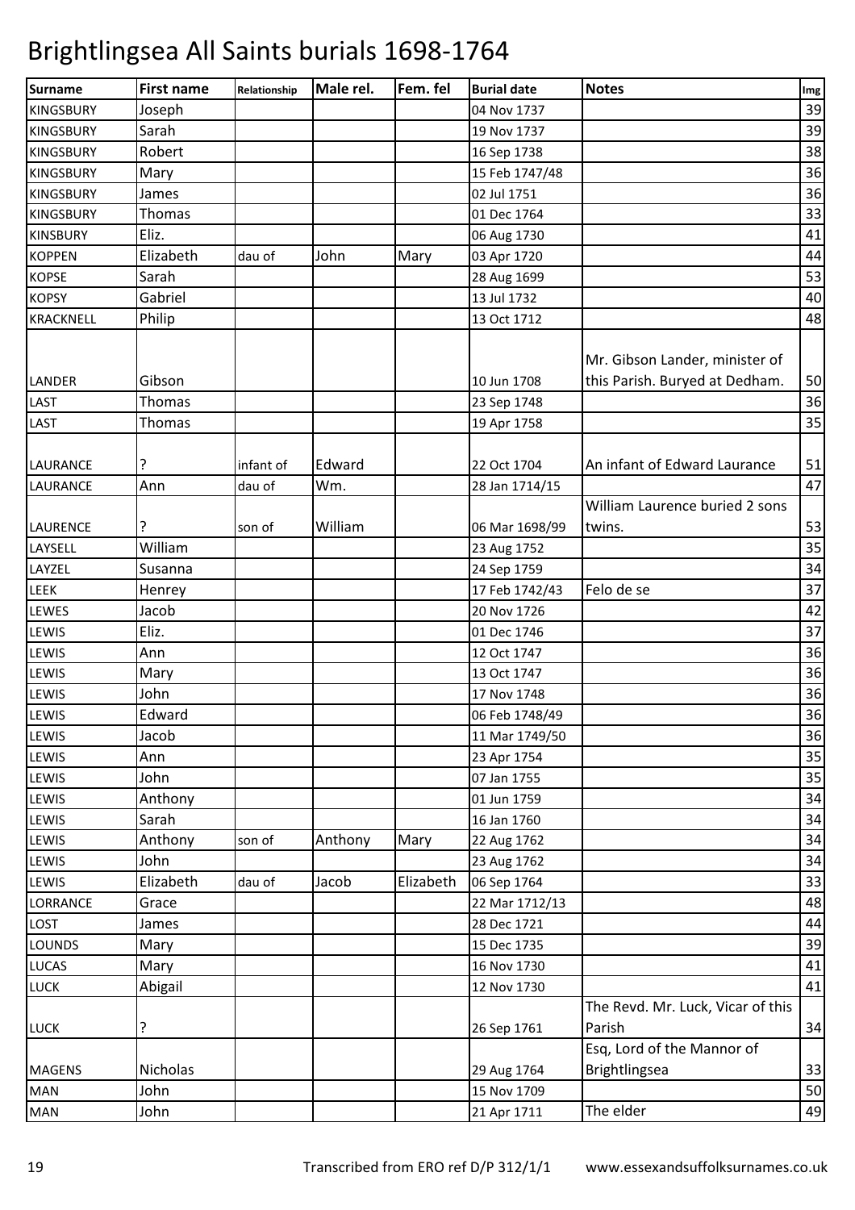# Brightlingsea All Saints burials 1698-1764

| Surname | First name | Relationship | Male rel. | Fem. fel | Burial date | Notes | Img |
|---|---|---|---|---|---|---|---|
| KINGSBURY | Joseph | | | | 04 Nov 1737 | | 39 |
| KINGSBURY | Sarah | | | | 19 Nov 1737 | | 39 |
| KINGSBURY | Robert | | | | 16 Sep 1738 | | 38 |
| KINGSBURY | Mary | | | | 15 Feb 1747/48 | | 36 |
| KINGSBURY | James | | | | 02 Jul 1751 | | 36 |
| KINGSBURY | Thomas | | | | 01 Dec 1764 | | 33 |
| KINSBURY | Eliz. | | | | 06 Aug 1730 | | 41 |
| KOPPEN | Elizabeth | dau of | John | Mary | 03 Apr 1720 | | 44 |
| KOPSE | Sarah | | | | 28 Aug 1699 | | 53 |
| KOPSY | Gabriel | | | | 13 Jul 1732 | | 40 |
| KRACKNELL | Philip | | | | 13 Oct 1712 | | 48 |
| LANDER | Gibson | | | | 10 Jun 1708 | Mr. Gibson Lander, minister of this Parish. Buryed at Dedham. | 50 |
| LAST | Thomas | | | | 23 Sep 1748 | | 36 |
| LAST | Thomas | | | | 19 Apr 1758 | | 35 |
| LAURANCE | ? | infant of | Edward | | 22 Oct 1704 | An infant of Edward Laurance | 51 |
| LAURANCE | Ann | dau of | Wm. | | 28 Jan 1714/15 | | 47 |
| LAURENCE | ? | son of | William | | 06 Mar 1698/99 | William Laurence buried 2 sons twins. | 53 |
| LAYSELL | William | | | | 23 Aug 1752 | | 35 |
| LAYZEL | Susanna | | | | 24 Sep 1759 | | 34 |
| LEEK | Henrey | | | | 17 Feb 1742/43 | Felo de se | 37 |
| LEWES | Jacob | | | | 20 Nov 1726 | | 42 |
| LEWIS | Eliz. | | | | 01 Dec 1746 | | 37 |
| LEWIS | Ann | | | | 12 Oct 1747 | | 36 |
| LEWIS | Mary | | | | 13 Oct 1747 | | 36 |
| LEWIS | John | | | | 17 Nov 1748 | | 36 |
| LEWIS | Edward | | | | 06 Feb 1748/49 | | 36 |
| LEWIS | Jacob | | | | 11 Mar 1749/50 | | 36 |
| LEWIS | Ann | | | | 23 Apr 1754 | | 35 |
| LEWIS | John | | | | 07 Jan 1755 | | 35 |
| LEWIS | Anthony | | | | 01 Jun 1759 | | 34 |
| LEWIS | Sarah | | | | 16 Jan 1760 | | 34 |
| LEWIS | Anthony | son of | Anthony | Mary | 22 Aug 1762 | | 34 |
| LEWIS | John | | | | 23 Aug 1762 | | 34 |
| LEWIS | Elizabeth | dau of | Jacob | Elizabeth | 06 Sep 1764 | | 33 |
| LORRANCE | Grace | | | | 22 Mar 1712/13 | | 48 |
| LOST | James | | | | 28 Dec 1721 | | 44 |
| LOUNDS | Mary | | | | 15 Dec 1735 | | 39 |
| LUCAS | Mary | | | | 16 Nov 1730 | | 41 |
| LUCK | Abigail | | | | 12 Nov 1730 | | 41 |
| LUCK | ? | | | | 26 Sep 1761 | The Revd. Mr. Luck, Vicar of this Parish | 34 |
| MAGENS | Nicholas | | | | 29 Aug 1764 | Esq, Lord of the Mannor of Brightlingsea | 33 |
| MAN | John | | | | 15 Nov 1709 | | 50 |
| MAN | John | | | | 21 Apr 1711 | The elder | 49 |

Transcribed from ERO ref D/P 312/1/1 www.essexandsuffolksurnames.co.uk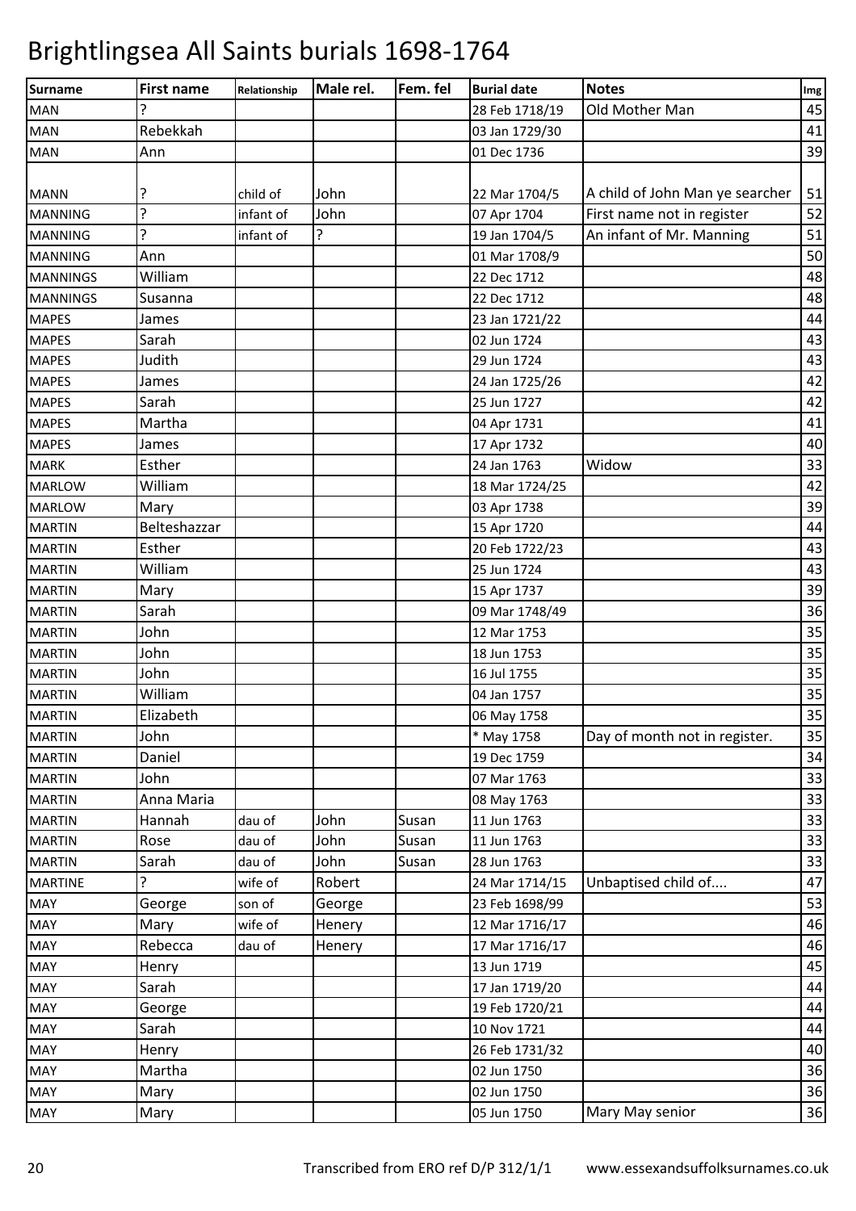# Brightlingsea All Saints burials 1698-1764

| Surname | First name | Relationship | Male rel. | Fem. fel | Burial date | Notes | Img |
|---|---|---|---|---|---|---|---|
| MAN | ? | | | | 28 Feb 1718/19 | Old Mother Man | 45 |
| MAN | Rebekkah | | | | 03 Jan 1729/30 | | 41 |
| MAN | Ann | | | | 01 Dec 1736 | | 39 |
| MANN | ? | child of | John | | 22 Mar 1704/5 | A child of John Man ye searcher | 51 |
| MANNING | ? | infant of | John | | 07 Apr 1704 | First name not in register | 52 |
| MANNING | ? | infant of | ? | | 19 Jan 1704/5 | An infant of Mr. Manning | 51 |
| MANNING | Ann | | | | 01 Mar 1708/9 | | 50 |
| MANNINGS | William | | | | 22 Dec 1712 | | 48 |
| MANNINGS | Susanna | | | | 22 Dec 1712 | | 48 |
| MAPES | James | | | | 23 Jan 1721/22 | | 44 |
| MAPES | Sarah | | | | 02 Jun 1724 | | 43 |
| MAPES | Judith | | | | 29 Jun 1724 | | 43 |
| MAPES | James | | | | 24 Jan 1725/26 | | 42 |
| MAPES | Sarah | | | | 25 Jun 1727 | | 42 |
| MAPES | Martha | | | | 04 Apr 1731 | | 41 |
| MAPES | James | | | | 17 Apr 1732 | | 40 |
| MARK | Esther | | | | 24 Jan 1763 | Widow | 33 |
| MARLOW | William | | | | 18 Mar 1724/25 | | 42 |
| MARLOW | Mary | | | | 03 Apr 1738 | | 39 |
| MARTIN | Belteshazzar | | | | 15 Apr 1720 | | 44 |
| MARTIN | Esther | | | | 20 Feb 1722/23 | | 43 |
| MARTIN | William | | | | 25 Jun 1724 | | 43 |
| MARTIN | Mary | | | | 15 Apr 1737 | | 39 |
| MARTIN | Sarah | | | | 09 Mar 1748/49 | | 36 |
| MARTIN | John | | | | 12 Mar 1753 | | 35 |
| MARTIN | John | | | | 18 Jun 1753 | | 35 |
| MARTIN | John | | | | 16 Jul 1755 | | 35 |
| MARTIN | William | | | | 04 Jan 1757 | | 35 |
| MARTIN | Elizabeth | | | | 06 May 1758 | | 35 |
| MARTIN | John | | | | * May 1758 | Day of month not in register. | 35 |
| MARTIN | Daniel | | | | 19 Dec 1759 | | 34 |
| MARTIN | John | | | | 07 Mar 1763 | | 33 |
| MARTIN | Anna Maria | | | | 08 May 1763 | | 33 |
| MARTIN | Hannah | dau of | John | Susan | 11 Jun 1763 | | 33 |
| MARTIN | Rose | dau of | John | Susan | 11 Jun 1763 | | 33 |
| MARTIN | Sarah | dau of | John | Susan | 28 Jun 1763 | | 33 |
| MARTINE | ? | wife of | Robert | | 24 Mar 1714/15 | Unbaptised child of.... | 47 |
| MAY | George | son of | George | | 23 Feb 1698/99 | | 53 |
| MAY | Mary | wife of | Henery | | 12 Mar 1716/17 | | 46 |
| MAY | Rebecca | dau of | Henery | | 17 Mar 1716/17 | | 46 |
| MAY | Henry | | | | 13 Jun 1719 | | 45 |
| MAY | Sarah | | | | 17 Jan 1719/20 | | 44 |
| MAY | George | | | | 19 Feb 1720/21 | | 44 |
| MAY | Sarah | | | | 10 Nov 1721 | | 44 |
| MAY | Henry | | | | 26 Feb 1731/32 | | 40 |
| MAY | Martha | | | | 02 Jun 1750 | | 36 |
| MAY | Mary | | | | 02 Jun 1750 | | 36 |
| MAY | Mary | | | | 05 Jun 1750 | Mary May senior | 36 |

Transcribed from ERO ref D/P 312/1/1 www.essexandsuffolksurnames.co.uk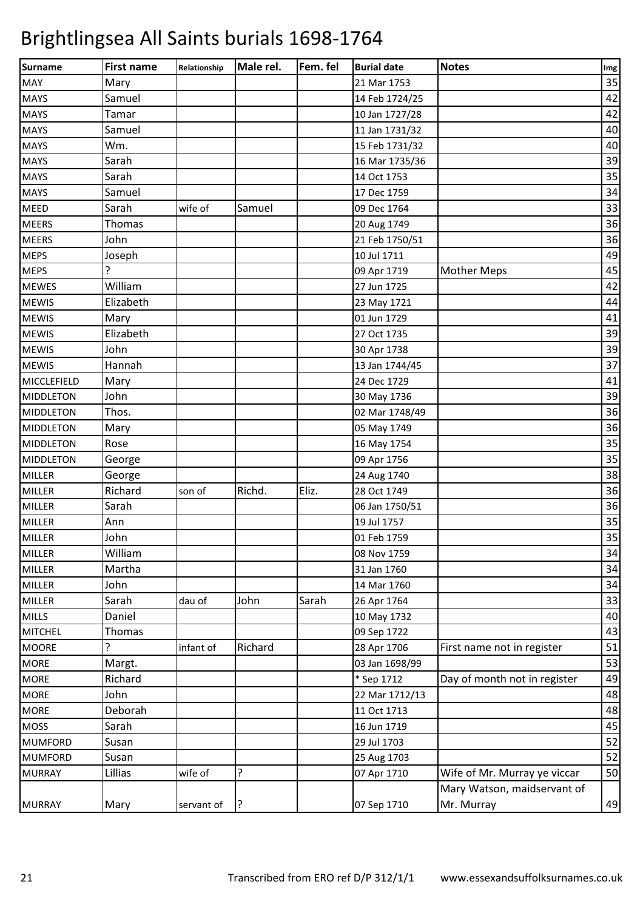# Brightlingsea All Saints burials 1698-1764

| Surname | First name | Relationship | Male rel. | Fem. fel | Burial date | Notes | Img |
|---|---|---|---|---|---|---|---|
| MAY | Mary | | | | 21 Mar 1753 | | 35 |
| MAYS | Samuel | | | | 14 Feb 1724/25 | | 42 |
| MAYS | Tamar | | | | 10 Jan 1727/28 | | 42 |
| MAYS | Samuel | | | | 11 Jan 1731/32 | | 40 |
| MAYS | Wm. | | | | 15 Feb 1731/32 | | 40 |
| MAYS | Sarah | | | | 16 Mar 1735/36 | | 39 |
| MAYS | Sarah | | | | 14 Oct 1753 | | 35 |
| MAYS | Samuel | | | | 17 Dec 1759 | | 34 |
| MEED | Sarah | wife of | Samuel | | 09 Dec 1764 | | 33 |
| MEERS | Thomas | | | | 20 Aug 1749 | | 36 |
| MEERS | John | | | | 21 Feb 1750/51 | | 36 |
| MEPS | Joseph | | | | 10 Jul 1711 | | 49 |
| MEPS | ? | | | | 09 Apr 1719 | Mother Meps | 45 |
| MEWES | William | | | | 27 Jun 1725 | | 42 |
| MEWIS | Elizabeth | | | | 23 May 1721 | | 44 |
| MEWIS | Mary | | | | 01 Jun 1729 | | 41 |
| MEWIS | Elizabeth | | | | 27 Oct 1735 | | 39 |
| MEWIS | John | | | | 30 Apr 1738 | | 39 |
| MEWIS | Hannah | | | | 13 Jan 1744/45 | | 37 |
| MICCLEFIELD | Mary | | | | 24 Dec 1729 | | 41 |
| MIDDLETON | John | | | | 30 May 1736 | | 39 |
| MIDDLETON | Thos. | | | | 02 Mar 1748/49 | | 36 |
| MIDDLETON | Mary | | | | 05 May 1749 | | 36 |
| MIDDLETON | Rose | | | | 16 May 1754 | | 35 |
| MIDDLETON | George | | | | 09 Apr 1756 | | 35 |
| MILLER | George | | | | 24 Aug 1740 | | 38 |
| MILLER | Richard | son of | Richd. | Eliz. | 28 Oct 1749 | | 36 |
| MILLER | Sarah | | | | 06 Jan 1750/51 | | 36 |
| MILLER | Ann | | | | 19 Jul 1757 | | 35 |
| MILLER | John | | | | 01 Feb 1759 | | 35 |
| MILLER | William | | | | 08 Nov 1759 | | 34 |
| MILLER | Martha | | | | 31 Jan 1760 | | 34 |
| MILLER | John | | | | 14 Mar 1760 | | 34 |
| MILLER | Sarah | dau of | John | Sarah | 26 Apr 1764 | | 33 |
| MILLS | Daniel | | | | 10 May 1732 | | 40 |
| MITCHEL | Thomas | | | | 09 Sep 1722 | | 43 |
| MOORE | ? | infant of | Richard | | 28 Apr 1706 | First name not in register | 51 |
| MORE | Margt. | | | | 03 Jan 1698/99 | | 53 |
| MORE | Richard | | | | * Sep 1712 | Day of month not in register | 49 |
| MORE | John | | | | 22 Mar 1712/13 | | 48 |
| MORE | Deborah | | | | 11 Oct 1713 | | 48 |
| MOSS | Sarah | | | | 16 Jun 1719 | | 45 |
| MUMFORD | Susan | | | | 29 Jul 1703 | | 52 |
| MUMFORD | Susan | | | | 25 Aug 1703 | | 52 |
| MURRAY | Lillias | wife of | ? | | 07 Apr 1710 | Wife of Mr. Murray ye viccar | 50 |
| MURRAY | Mary | servant of | ? | | 07 Sep 1710 | Mary Watson, maidservant of Mr. Murray | 49 |

Transcribed from ERO ref D/P 312/1/1 www.essexandsuffolksurnames.co.uk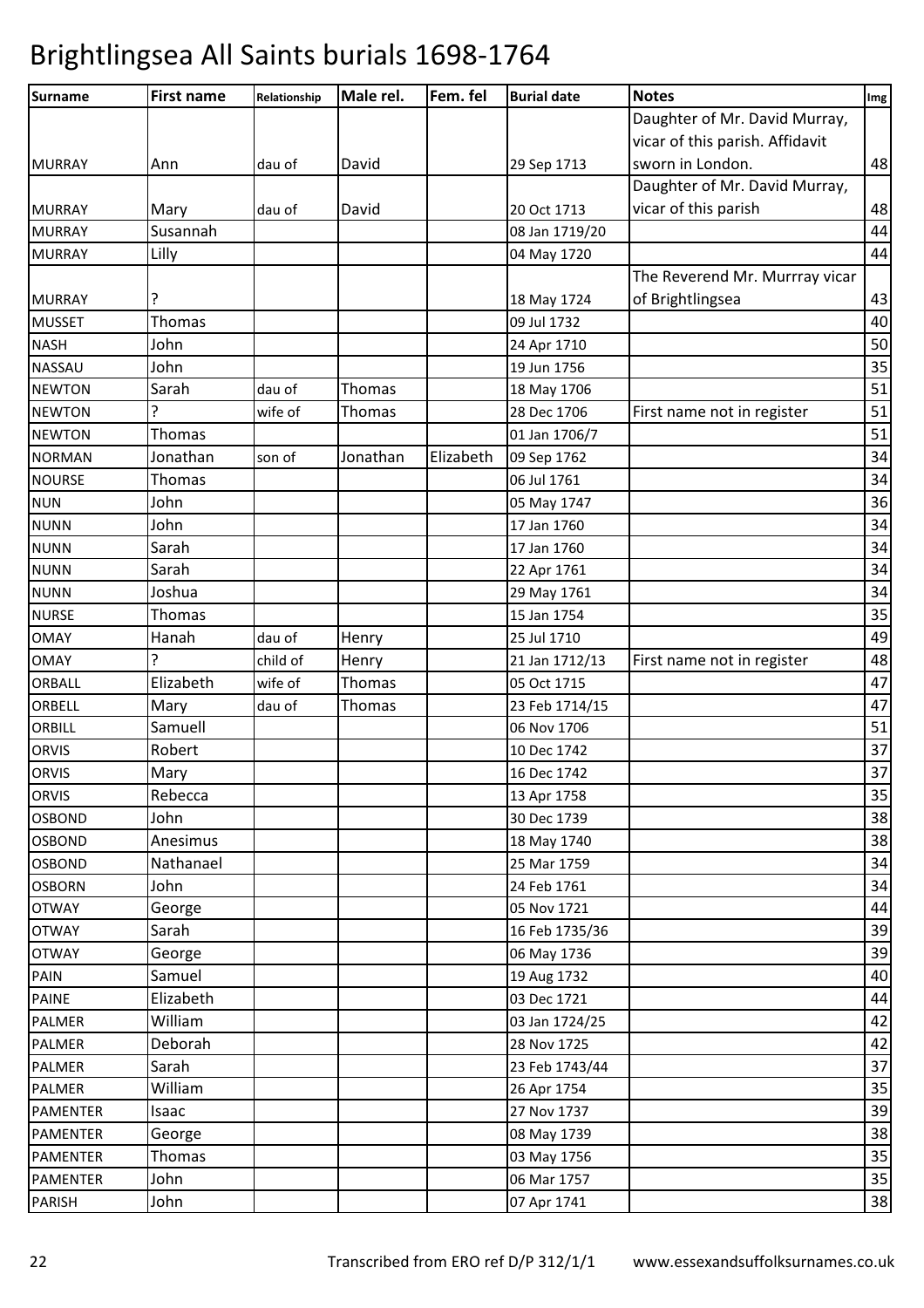# Brightlingsea All Saints burials 1698-1764

| Surname | First name | Relationship | Male rel. | Fem. fel | Burial date | Notes | Img |
|---|---|---|---|---|---|---|---|
| MURRAY | Ann | dau of | David | | 29 Sep 1713 | Daughter of Mr. David Murray, vicar of this parish. Affidavit sworn in London. | 48 |
| MURRAY | Mary | dau of | David | | 20 Oct 1713 | Daughter of Mr. David Murray, vicar of this parish | 48 |
| MURRAY | Susannah | | | | 08 Jan 1719/20 | | 44 |
| MURRAY | Lilly | | | | 04 May 1720 | | 44 |
| MURRAY | ? | | | | 18 May 1724 | The Reverend Mr. Murrray vicar of Brightlingsea | 43 |
| MUSSET | Thomas | | | | 09 Jul 1732 | | 40 |
| NASH | John | | | | 24 Apr 1710 | | 50 |
| NASSAU | John | | | | 19 Jun 1756 | | 35 |
| NEWTON | Sarah | dau of | Thomas | | 18 May 1706 | | 51 |
| NEWTON | ? | wife of | Thomas | | 28 Dec 1706 | First name not in register | 51 |
| NEWTON | Thomas | | | | 01 Jan 1706/7 | | 51 |
| NORMAN | Jonathan | son of | Jonathan | Elizabeth | 09 Sep 1762 | | 34 |
| NOURSE | Thomas | | | | 06 Jul 1761 | | 34 |
| NUN | John | | | | 05 May 1747 | | 36 |
| NUNN | John | | | | 17 Jan 1760 | | 34 |
| NUNN | Sarah | | | | 17 Jan 1760 | | 34 |
| NUNN | Sarah | | | | 22 Apr 1761 | | 34 |
| NUNN | Joshua | | | | 29 May 1761 | | 34 |
| NURSE | Thomas | | | | 15 Jan 1754 | | 35 |
| OMAY | Hanah | dau of | Henry | | 25 Jul 1710 | | 49 |
| OMAY | ? | child of | Henry | | 21 Jan 1712/13 | First name not in register | 48 |
| ORBALL | Elizabeth | wife of | Thomas | | 05 Oct 1715 | | 47 |
| ORBELL | Mary | dau of | Thomas | | 23 Feb 1714/15 | | 47 |
| ORBILL | Samuell | | | | 06 Nov 1706 | | 51 |
| ORVIS | Robert | | | | 10 Dec 1742 | | 37 |
| ORVIS | Mary | | | | 16 Dec 1742 | | 37 |
| ORVIS | Rebecca | | | | 13 Apr 1758 | | 35 |
| OSBOND | John | | | | 30 Dec 1739 | | 38 |
| OSBOND | Anesimus | | | | 18 May 1740 | | 38 |
| OSBOND | Nathanael | | | | 25 Mar 1759 | | 34 |
| OSBORN | John | | | | 24 Feb 1761 | | 34 |
| OTWAY | George | | | | 05 Nov 1721 | | 44 |
| OTWAY | Sarah | | | | 16 Feb 1735/36 | | 39 |
| OTWAY | George | | | | 06 May 1736 | | 39 |
| PAIN | Samuel | | | | 19 Aug 1732 | | 40 |
| PAINE | Elizabeth | | | | 03 Dec 1721 | | 44 |
| PALMER | William | | | | 03 Jan 1724/25 | | 42 |
| PALMER | Deborah | | | | 28 Nov 1725 | | 42 |
| PALMER | Sarah | | | | 23 Feb 1743/44 | | 37 |
| PALMER | William | | | | 26 Apr 1754 | | 35 |
| PAMENTER | Isaac | | | | 27 Nov 1737 | | 39 |
| PAMENTER | George | | | | 08 May 1739 | | 38 |
| PAMENTER | Thomas | | | | 03 May 1756 | | 35 |
| PAMENTER | John | | | | 06 Mar 1757 | | 35 |
| PARISH | John | | | | 07 Apr 1741 | | 38 |

Transcribed from ERO ref D/P 312/1/1 www.essexandsuffolksurnames.co.uk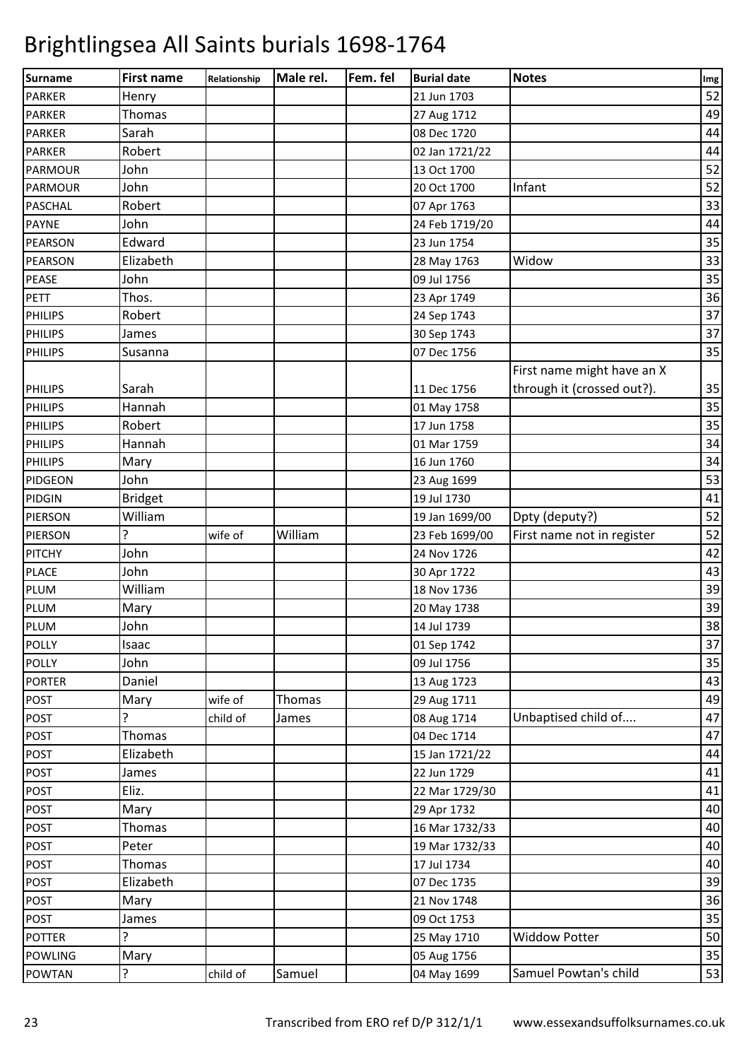# Brightlingsea All Saints burials 1698-1764

| Surname | First name | Relationship | Male rel. | Fem. fel | Burial date | Notes | Img |
|---|---|---|---|---|---|---|---|
| PARKER | Henry | | | | 21 Jun 1703 | | 52 |
| PARKER | Thomas | | | | 27 Aug 1712 | | 49 |
| PARKER | Sarah | | | | 08 Dec 1720 | | 44 |
| PARKER | Robert | | | | 02 Jan 1721/22 | | 44 |
| PARMOUR | John | | | | 13 Oct 1700 | | 52 |
| PARMOUR | John | | | | 20 Oct 1700 | Infant | 52 |
| PASCHAL | Robert | | | | 07 Apr 1763 | | 33 |
| PAYNE | John | | | | 24 Feb 1719/20 | | 44 |
| PEARSON | Edward | | | | 23 Jun 1754 | | 35 |
| PEARSON | Elizabeth | | | | 28 May 1763 | Widow | 33 |
| PEASE | John | | | | 09 Jul 1756 | | 35 |
| PETT | Thos. | | | | 23 Apr 1749 | | 36 |
| PHILIPS | Robert | | | | 24 Sep 1743 | | 37 |
| PHILIPS | James | | | | 30 Sep 1743 | | 37 |
| PHILIPS | Susanna | | | | 07 Dec 1756 | | 35 |
| PHILIPS | Sarah | | | | 11 Dec 1756 | First name might have an X through it (crossed out?). | 35 |
| PHILIPS | Hannah | | | | 01 May 1758 | | 35 |
| PHILIPS | Robert | | | | 17 Jun 1758 | | 35 |
| PHILIPS | Hannah | | | | 01 Mar 1759 | | 34 |
| PHILIPS | Mary | | | | 16 Jun 1760 | | 34 |
| PIDGEON | John | | | | 23 Aug 1699 | | 53 |
| PIDGIN | Bridget | | | | 19 Jul 1730 | | 41 |
| PIERSON | William | | | | 19 Jan 1699/00 | Dpty (deputy?) | 52 |
| PIERSON | ? | wife of | William | | 23 Feb 1699/00 | First name not in register | 52 |
| PITCHY | John | | | | 24 Nov 1726 | | 42 |
| PLACE | John | | | | 30 Apr 1722 | | 43 |
| PLUM | William | | | | 18 Nov 1736 | | 39 |
| PLUM | Mary | | | | 20 May 1738 | | 39 |
| PLUM | John | | | | 14 Jul 1739 | | 38 |
| POLLY | Isaac | | | | 01 Sep 1742 | | 37 |
| POLLY | John | | | | 09 Jul 1756 | | 35 |
| PORTER | Daniel | | | | 13 Aug 1723 | | 43 |
| POST | Mary | wife of | Thomas | | 29 Aug 1711 | | 49 |
| POST | ? | child of | James | | 08 Aug 1714 | Unbaptised child of.... | 47 |
| POST | Thomas | | | | 04 Dec 1714 | | 47 |
| POST | Elizabeth | | | | 15 Jan 1721/22 | | 44 |
| POST | James | | | | 22 Jun 1729 | | 41 |
| POST | Eliz. | | | | 22 Mar 1729/30 | | 41 |
| POST | Mary | | | | 29 Apr 1732 | | 40 |
| POST | Thomas | | | | 16 Mar 1732/33 | | 40 |
| POST | Peter | | | | 19 Mar 1732/33 | | 40 |
| POST | Thomas | | | | 17 Jul 1734 | | 40 |
| POST | Elizabeth | | | | 07 Dec 1735 | | 39 |
| POST | Mary | | | | 21 Nov 1748 | | 36 |
| POST | James | | | | 09 Oct 1753 | | 35 |
| POTTER | ? | | | | 25 May 1710 | Widdow Potter | 50 |
| POWLING | Mary | | | | 05 Aug 1756 | | 35 |
| POWTAN | ? | child of | Samuel | | 04 May 1699 | Samuel Powtan's child | 53 |

Transcribed from ERO ref D/P 312/1/1 www.essexandsuffolksurnames.co.uk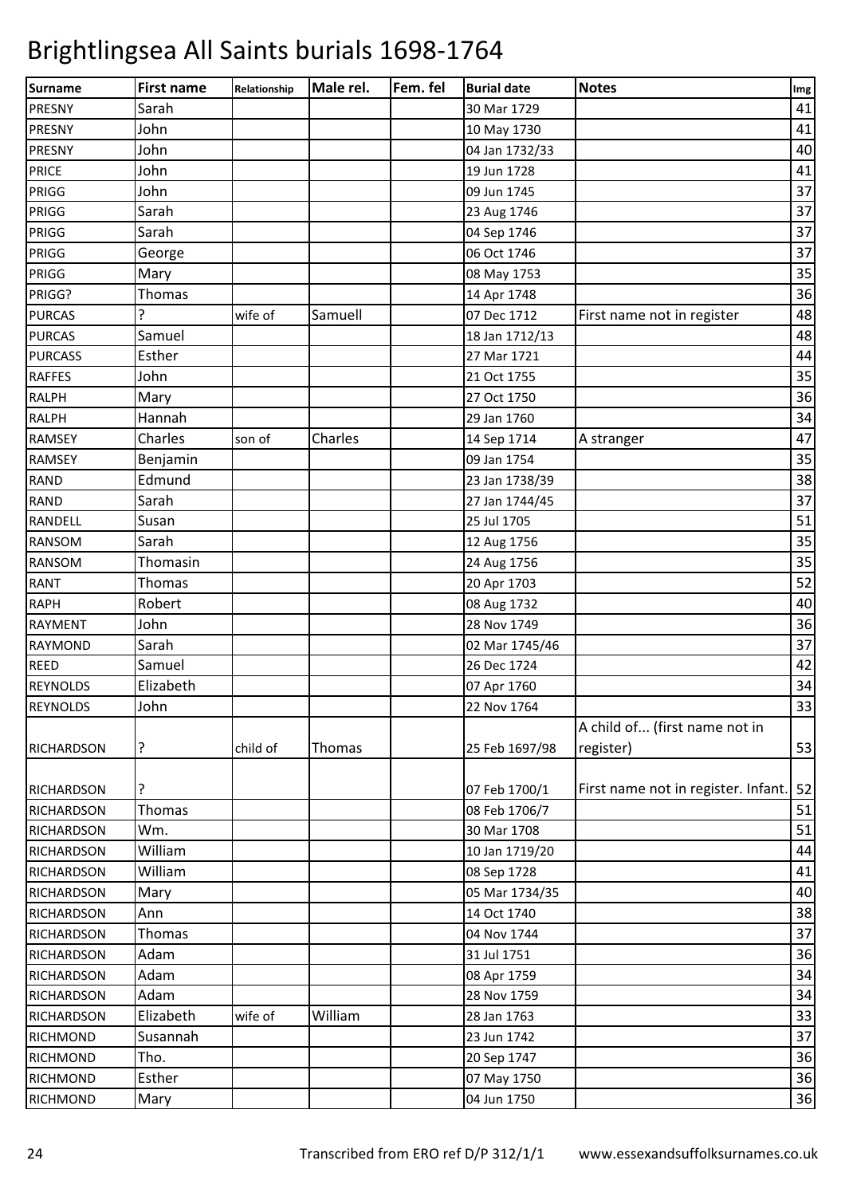# Brightlingsea All Saints burials 1698-1764

| Surname | First name | Relationship | Male rel. | Fem. fel | Burial date | Notes | Img |
|---|---|---|---|---|---|---|---|
| PRESNY | Sarah | | | | 30 Mar 1729 | | 41 |
| PRESNY | John | | | | 10 May 1730 | | 41 |
| PRESNY | John | | | | 04 Jan 1732/33 | | 40 |
| PRICE | John | | | | 19 Jun 1728 | | 41 |
| PRIGG | John | | | | 09 Jun 1745 | | 37 |
| PRIGG | Sarah | | | | 23 Aug 1746 | | 37 |
| PRIGG | Sarah | | | | 04 Sep 1746 | | 37 |
| PRIGG | George | | | | 06 Oct 1746 | | 37 |
| PRIGG | Mary | | | | 08 May 1753 | | 35 |
| PRIGG? | Thomas | | | | 14 Apr 1748 | | 36 |
| PURCAS | ? | wife of | Samuell | | 07 Dec 1712 | First name not in register | 48 |
| PURCAS | Samuel | | | | 18 Jan 1712/13 | | 48 |
| PURCASS | Esther | | | | 27 Mar 1721 | | 44 |
| RAFFES | John | | | | 21 Oct 1755 | | 35 |
| RALPH | Mary | | | | 27 Oct 1750 | | 36 |
| RALPH | Hannah | | | | 29 Jan 1760 | | 34 |
| RAMSEY | Charles | son of | Charles | | 14 Sep 1714 | A stranger | 47 |
| RAMSEY | Benjamin | | | | 09 Jan 1754 | | 35 |
| RAND | Edmund | | | | 23 Jan 1738/39 | | 38 |
| RAND | Sarah | | | | 27 Jan 1744/45 | | 37 |
| RANDELL | Susan | | | | 25 Jul 1705 | | 51 |
| RANSOM | Sarah | | | | 12 Aug 1756 | | 35 |
| RANSOM | Thomasin | | | | 24 Aug 1756 | | 35 |
| RANT | Thomas | | | | 20 Apr 1703 | | 52 |
| RAPH | Robert | | | | 08 Aug 1732 | | 40 |
| RAYMENT | John | | | | 28 Nov 1749 | | 36 |
| RAYMOND | Sarah | | | | 02 Mar 1745/46 | | 37 |
| REED | Samuel | | | | 26 Dec 1724 | | 42 |
| REYNOLDS | Elizabeth | | | | 07 Apr 1760 | | 34 |
| REYNOLDS | John | | | | 22 Nov 1764 | | 33 |
| RICHARDSON | ? | child of | Thomas | | 25 Feb 1697/98 | A child of... (first name not in register) | 53 |
| RICHARDSON | ? | | | | 07 Feb 1700/1 | First name not in register. Infant. | 52 |
| RICHARDSON | Thomas | | | | 08 Feb 1706/7 | | 51 |
| RICHARDSON | Wm. | | | | 30 Mar 1708 | | 51 |
| RICHARDSON | William | | | | 10 Jan 1719/20 | | 44 |
| RICHARDSON | William | | | | 08 Sep 1728 | | 41 |
| RICHARDSON | Mary | | | | 05 Mar 1734/35 | | 40 |
| RICHARDSON | Ann | | | | 14 Oct 1740 | | 38 |
| RICHARDSON | Thomas | | | | 04 Nov 1744 | | 37 |
| RICHARDSON | Adam | | | | 31 Jul 1751 | | 36 |
| RICHARDSON | Adam | | | | 08 Apr 1759 | | 34 |
| RICHARDSON | Adam | | | | 28 Nov 1759 | | 34 |
| RICHARDSON | Elizabeth | wife of | William | | 28 Jan 1763 | | 33 |
| RICHMOND | Susannah | | | | 23 Jun 1742 | | 37 |
| RICHMOND | Tho. | | | | 20 Sep 1747 | | 36 |
| RICHMOND | Esther | | | | 07 May 1750 | | 36 |
| RICHMOND | Mary | | | | 04 Jun 1750 | | 36 |

Transcribed from ERO ref D/P 312/1/1 www.essexandsuffolksurnames.co.uk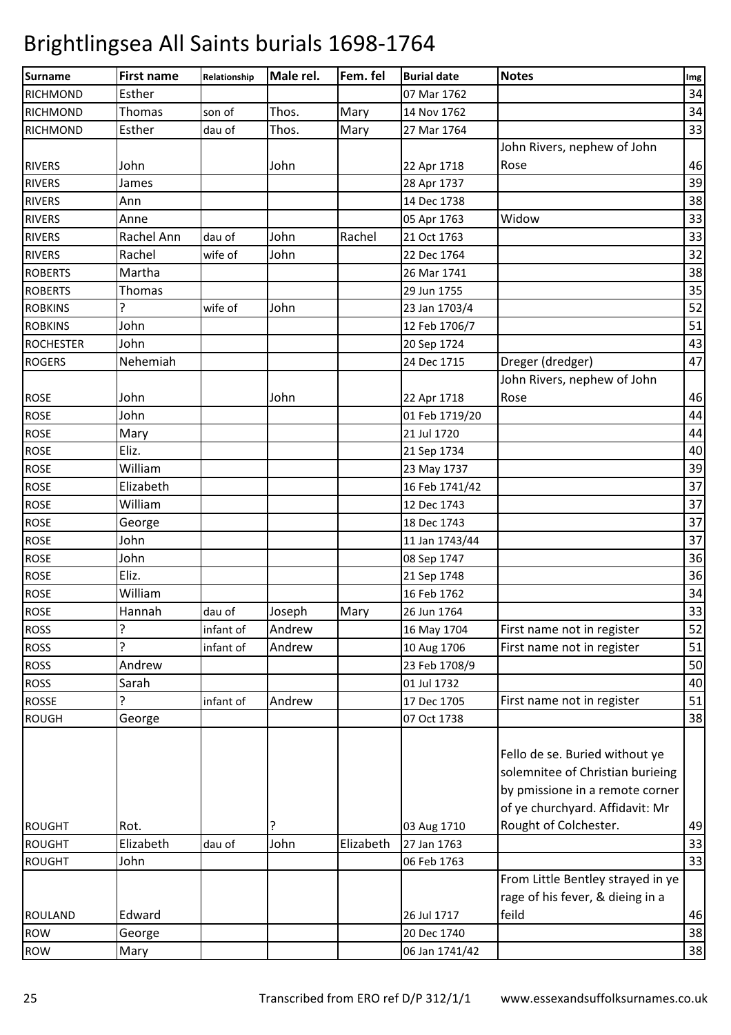# Brightlingsea All Saints burials 1698-1764

| Surname | First name | Relationship | Male rel. | Fem. fel | Burial date | Notes | Img |
|---|---|---|---|---|---|---|---|
| RICHMOND | Esther | | | | 07 Mar 1762 | | 34 |
| RICHMOND | Thomas | son of | Thos. | Mary | 14 Nov 1762 | | 34 |
| RICHMOND | Esther | dau of | Thos. | Mary | 27 Mar 1764 | | 33 |
| RIVERS | John | | John | | 22 Apr 1718 | John Rivers, nephew of John Rose | 46 |
| RIVERS | James | | | | 28 Apr 1737 | | 39 |
| RIVERS | Ann | | | | 14 Dec 1738 | | 38 |
| RIVERS | Anne | | | | 05 Apr 1763 | Widow | 33 |
| RIVERS | Rachel Ann | dau of | John | Rachel | 21 Oct 1763 | | 33 |
| RIVERS | Rachel | wife of | John | | 22 Dec 1764 | | 32 |
| ROBERTS | Martha | | | | 26 Mar 1741 | | 38 |
| ROBERTS | Thomas | | | | 29 Jun 1755 | | 35 |
| ROBKINS | ? | wife of | John | | 23 Jan 1703/4 | | 52 |
| ROBKINS | John | | | | 12 Feb 1706/7 | | 51 |
| ROCHESTER | John | | | | 20 Sep 1724 | | 43 |
| ROGERS | Nehemiah | | | | 24 Dec 1715 | Dreger (dredger) | 47 |
| ROSE | John | | John | | 22 Apr 1718 | John Rivers, nephew of John Rose | 46 |
| ROSE | John | | | | 01 Feb 1719/20 | | 44 |
| ROSE | Mary | | | | 21 Jul 1720 | | 44 |
| ROSE | Eliz. | | | | 21 Sep 1734 | | 40 |
| ROSE | William | | | | 23 May 1737 | | 39 |
| ROSE | Elizabeth | | | | 16 Feb 1741/42 | | 37 |
| ROSE | William | | | | 12 Dec 1743 | | 37 |
| ROSE | George | | | | 18 Dec 1743 | | 37 |
| ROSE | John | | | | 11 Jan 1743/44 | | 37 |
| ROSE | John | | | | 08 Sep 1747 | | 36 |
| ROSE | Eliz. | | | | 21 Sep 1748 | | 36 |
| ROSE | William | | | | 16 Feb 1762 | | 34 |
| ROSE | Hannah | dau of | Joseph | Mary | 26 Jun 1764 | | 33 |
| ROSS | ? | infant of | Andrew | | 16 May 1704 | First name not in register | 52 |
| ROSS | ? | infant of | Andrew | | 10 Aug 1706 | First name not in register | 51 |
| ROSS | Andrew | | | | 23 Feb 1708/9 | | 50 |
| ROSS | Sarah | | | | 01 Jul 1732 | | 40 |
| ROSSE | ? | infant of | Andrew | | 17 Dec 1705 | First name not in register | 51 |
| ROUGH | George | | | | 07 Oct 1738 | | 38 |
| ROUGHT | Rot. | | ? | | 03 Aug 1710 | Fello de se. Buried without ye solemnitee of Christian burieing by pmissione in a remote corner of ye churchyard. Affidavit: Mr Rought of Colchester. | 49 |
| ROUGHT | Elizabeth | dau of | John | Elizabeth | 27 Jan 1763 | | 33 |
| ROUGHT | John | | | | 06 Feb 1763 | | 33 |
| ROULAND | Edward | | | | 26 Jul 1717 | From Little Bentley strayed in ye rage of his fever, & dieing in a feild | 46 |
| ROW | George | | | | 20 Dec 1740 | | 38 |
| ROW | Mary | | | | 06 Jan 1741/42 | | 38 |

Transcribed from ERO ref D/P 312/1/1 www.essexandsuffolksurnames.co.uk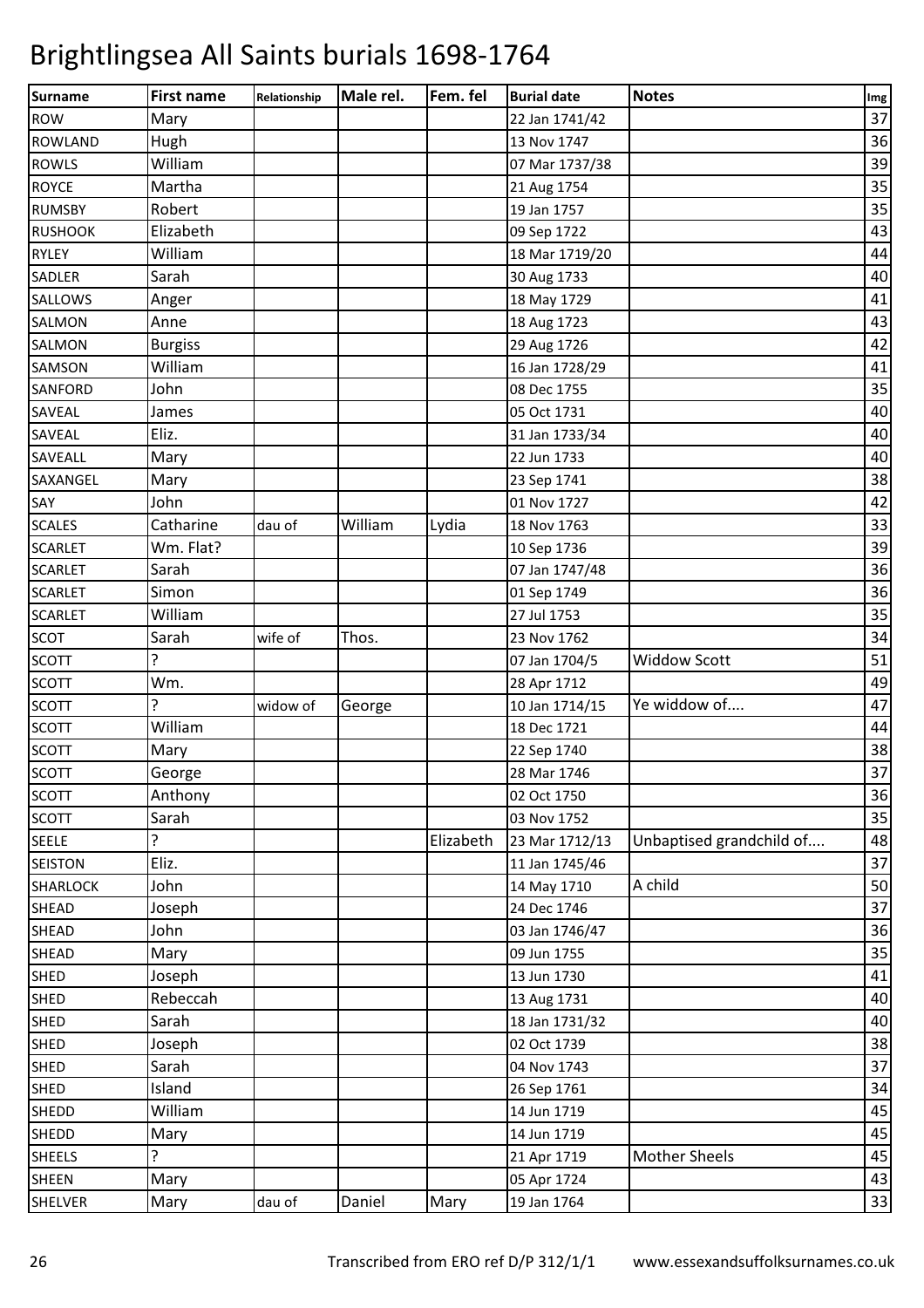# Brightlingsea All Saints burials 1698-1764

| Surname | First name | Relationship | Male rel. | Fem. fel | Burial date | Notes | Img |
|---|---|---|---|---|---|---|---|
| ROW | Mary | | | | 22 Jan 1741/42 | | 37 |
| ROWLAND | Hugh | | | | 13 Nov 1747 | | 36 |
| ROWLS | William | | | | 07 Mar 1737/38 | | 39 |
| ROYCE | Martha | | | | 21 Aug 1754 | | 35 |
| RUMSBY | Robert | | | | 19 Jan 1757 | | 35 |
| RUSHOOK | Elizabeth | | | | 09 Sep 1722 | | 43 |
| RYLEY | William | | | | 18 Mar 1719/20 | | 44 |
| SADLER | Sarah | | | | 30 Aug 1733 | | 40 |
| SALLOWS | Anger | | | | 18 May 1729 | | 41 |
| SALMON | Anne | | | | 18 Aug 1723 | | 43 |
| SALMON | Burgiss | | | | 29 Aug 1726 | | 42 |
| SAMSON | William | | | | 16 Jan 1728/29 | | 41 |
| SANFORD | John | | | | 08 Dec 1755 | | 35 |
| SAVEAL | James | | | | 05 Oct 1731 | | 40 |
| SAVEAL | Eliz. | | | | 31 Jan 1733/34 | | 40 |
| SAVEALL | Mary | | | | 22 Jun 1733 | | 40 |
| SAXANGEL | Mary | | | | 23 Sep 1741 | | 38 |
| SAY | John | | | | 01 Nov 1727 | | 42 |
| SCALES | Catharine | dau of | William | Lydia | 18 Nov 1763 | | 33 |
| SCARLET | Wm. Flat? | | | | 10 Sep 1736 | | 39 |
| SCARLET | Sarah | | | | 07 Jan 1747/48 | | 36 |
| SCARLET | Simon | | | | 01 Sep 1749 | | 36 |
| SCARLET | William | | | | 27 Jul 1753 | | 35 |
| SCOT | Sarah | wife of | Thos. | | 23 Nov 1762 | | 34 |
| SCOTT | ? | | | | 07 Jan 1704/5 | Widdow Scott | 51 |
| SCOTT | Wm. | | | | 28 Apr 1712 | | 49 |
| SCOTT | ? | widow of | George | | 10 Jan 1714/15 | Ye widdow of.... | 47 |
| SCOTT | William | | | | 18 Dec 1721 | | 44 |
| SCOTT | Mary | | | | 22 Sep 1740 | | 38 |
| SCOTT | George | | | | 28 Mar 1746 | | 37 |
| SCOTT | Anthony | | | | 02 Oct 1750 | | 36 |
| SCOTT | Sarah | | | | 03 Nov 1752 | | 35 |
| SEELE | ? | | | Elizabeth | 23 Mar 1712/13 | Unbaptised grandchild of.... | 48 |
| SEISTON | Eliz. | | | | 11 Jan 1745/46 | | 37 |
| SHARLOCK | John | | | | 14 May 1710 | A child | 50 |
| SHEAD | Joseph | | | | 24 Dec 1746 | | 37 |
| SHEAD | John | | | | 03 Jan 1746/47 | | 36 |
| SHEAD | Mary | | | | 09 Jun 1755 | | 35 |
| SHED | Joseph | | | | 13 Jun 1730 | | 41 |
| SHED | Rebeccah | | | | 13 Aug 1731 | | 40 |
| SHED | Sarah | | | | 18 Jan 1731/32 | | 40 |
| SHED | Joseph | | | | 02 Oct 1739 | | 38 |
| SHED | Sarah | | | | 04 Nov 1743 | | 37 |
| SHED | Island | | | | 26 Sep 1761 | | 34 |
| SHEDD | William | | | | 14 Jun 1719 | | 45 |
| SHEDD | Mary | | | | 14 Jun 1719 | | 45 |
| SHEELS | ? | | | | 21 Apr 1719 | Mother Sheels | 45 |
| SHEEN | Mary | | | | 05 Apr 1724 | | 43 |
| SHELVER | Mary | dau of | Daniel | Mary | 19 Jan 1764 | | 33 |

Transcribed from ERO ref D/P 312/1/1 www.essexandsuffolksurnames.co.uk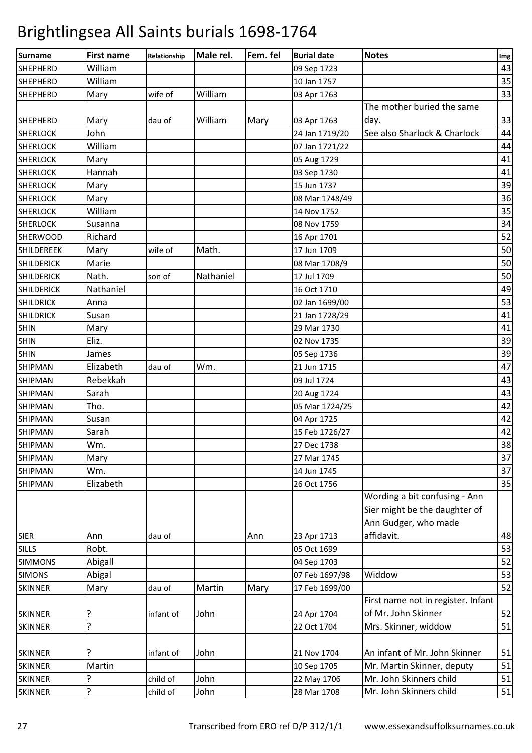# Brightlingsea All Saints burials 1698-1764

| Surname | First name | Relationship | Male rel. | Fem. fel | Burial date | Notes | Img |
|---|---|---|---|---|---|---|---|
| SHEPHERD | William | | | | 09 Sep 1723 | | 43 |
| SHEPHERD | William | | | | 10 Jan 1757 | | 35 |
| SHEPHERD | Mary | wife of | William | | 03 Apr 1763 | | 33 |
| SHEPHERD | Mary | dau of | William | Mary | 03 Apr 1763 | The mother buried the same day. | 33 |
| SHERLOCK | John | | | | 24 Jan 1719/20 | See also Sharlock & Charlock | 44 |
| SHERLOCK | William | | | | 07 Jan 1721/22 | | 44 |
| SHERLOCK | Mary | | | | 05 Aug 1729 | | 41 |
| SHERLOCK | Hannah | | | | 03 Sep 1730 | | 41 |
| SHERLOCK | Mary | | | | 15 Jun 1737 | | 39 |
| SHERLOCK | Mary | | | | 08 Mar 1748/49 | | 36 |
| SHERLOCK | William | | | | 14 Nov 1752 | | 35 |
| SHERLOCK | Susanna | | | | 08 Nov 1759 | | 34 |
| SHERWOOD | Richard | | | | 16 Apr 1701 | | 52 |
| SHILDEREEK | Mary | wife of | Math. | | 17 Jun 1709 | | 50 |
| SHILDERICK | Marie | | | | 08 Mar 1708/9 | | 50 |
| SHILDERICK | Nath. | son of | Nathaniel | | 17 Jul 1709 | | 50 |
| SHILDERICK | Nathaniel | | | | 16 Oct 1710 | | 49 |
| SHILDRICK | Anna | | | | 02 Jan 1699/00 | | 53 |
| SHILDRICK | Susan | | | | 21 Jan 1728/29 | | 41 |
| SHIN | Mary | | | | 29 Mar 1730 | | 41 |
| SHIN | Eliz. | | | | 02 Nov 1735 | | 39 |
| SHIN | James | | | | 05 Sep 1736 | | 39 |
| SHIPMAN | Elizabeth | dau of | Wm. | | 21 Jun 1715 | | 47 |
| SHIPMAN | Rebekkah | | | | 09 Jul 1724 | | 43 |
| SHIPMAN | Sarah | | | | 20 Aug 1724 | | 43 |
| SHIPMAN | Tho. | | | | 05 Mar 1724/25 | | 42 |
| SHIPMAN | Susan | | | | 04 Apr 1725 | | 42 |
| SHIPMAN | Sarah | | | | 15 Feb 1726/27 | | 42 |
| SHIPMAN | Wm. | | | | 27 Dec 1738 | | 38 |
| SHIPMAN | Mary | | | | 27 Mar 1745 | | 37 |
| SHIPMAN | Wm. | | | | 14 Jun 1745 | | 37 |
| SHIPMAN | Elizabeth | | | | 26 Oct 1756 | | 35 |
| SIER | Ann | dau of | | Ann | 23 Apr 1713 | Wording a bit confusing - Ann Sier might be the daughter of Ann Gudger, who made affidavit. | 48 |
| SILLS | Robt. | | | | 05 Oct 1699 | | 53 |
| SIMMONS | Abigall | | | | 04 Sep 1703 | | 52 |
| SIMONS | Abigal | | | | 07 Feb 1697/98 | Widdow | 53 |
| SKINNER | Mary | dau of | Martin | Mary | 17 Feb 1699/00 | | 52 |
| SKINNER | ? | infant of | John | | 24 Apr 1704 | First name not in register. Infant of Mr. John Skinner | 52 |
| SKINNER | ? | | | | 22 Oct 1704 | Mrs. Skinner, widdow | 51 |
| SKINNER | ? | infant of | John | | 21 Nov 1704 | An infant of Mr. John Skinner | 51 |
| SKINNER | Martin | | | | 10 Sep 1705 | Mr. Martin Skinner, deputy | 51 |
| SKINNER | ? | child of | John | | 22 May 1706 | Mr. John Skinners child | 51 |
| SKINNER | ? | child of | John | | 28 Mar 1708 | Mr. John Skinners child | 51 |

Transcribed from ERO ref D/P 312/1/1 www.essexandsuffolksurnames.co.uk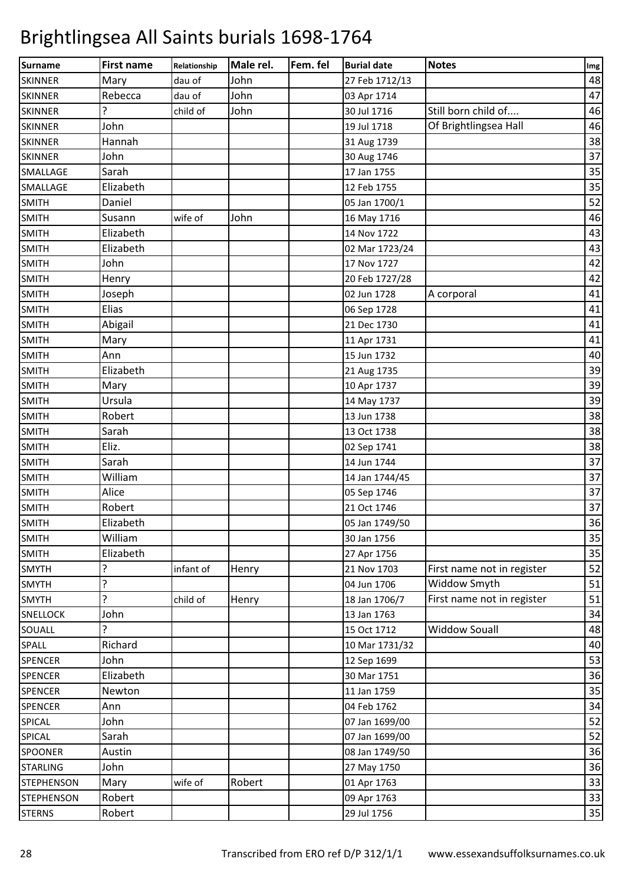# Brightlingsea All Saints burials 1698-1764

| Surname | First name | Relationship | Male rel. | Fem. fel | Burial date | Notes | Img |
|---|---|---|---|---|---|---|---|
| SKINNER | Mary | dau of | John | | 27 Feb 1712/13 | | 48 |
| SKINNER | Rebecca | dau of | John | | 03 Apr 1714 | | 47 |
| SKINNER | ? | child of | John | | 30 Jul 1716 | Still born child of.... | 46 |
| SKINNER | John | | | | 19 Jul 1718 | Of Brightlingsea Hall | 46 |
| SKINNER | Hannah | | | | 31 Aug 1739 | | 38 |
| SKINNER | John | | | | 30 Aug 1746 | | 37 |
| SMALLAGE | Sarah | | | | 17 Jan 1755 | | 35 |
| SMALLAGE | Elizabeth | | | | 12 Feb 1755 | | 35 |
| SMITH | Daniel | | | | 05 Jan 1700/1 | | 52 |
| SMITH | Susann | wife of | John | | 16 May 1716 | | 46 |
| SMITH | Elizabeth | | | | 14 Nov 1722 | | 43 |
| SMITH | Elizabeth | | | | 02 Mar 1723/24 | | 43 |
| SMITH | John | | | | 17 Nov 1727 | | 42 |
| SMITH | Henry | | | | 20 Feb 1727/28 | | 42 |
| SMITH | Joseph | | | | 02 Jun 1728 | A corporal | 41 |
| SMITH | Elias | | | | 06 Sep 1728 | | 41 |
| SMITH | Abigail | | | | 21 Dec 1730 | | 41 |
| SMITH | Mary | | | | 11 Apr 1731 | | 41 |
| SMITH | Ann | | | | 15 Jun 1732 | | 40 |
| SMITH | Elizabeth | | | | 21 Aug 1735 | | 39 |
| SMITH | Mary | | | | 10 Apr 1737 | | 39 |
| SMITH | Ursula | | | | 14 May 1737 | | 39 |
| SMITH | Robert | | | | 13 Jun 1738 | | 38 |
| SMITH | Sarah | | | | 13 Oct 1738 | | 38 |
| SMITH | Eliz. | | | | 02 Sep 1741 | | 38 |
| SMITH | Sarah | | | | 14 Jun 1744 | | 37 |
| SMITH | William | | | | 14 Jan 1744/45 | | 37 |
| SMITH | Alice | | | | 05 Sep 1746 | | 37 |
| SMITH | Robert | | | | 21 Oct 1746 | | 37 |
| SMITH | Elizabeth | | | | 05 Jan 1749/50 | | 36 |
| SMITH | William | | | | 30 Jan 1756 | | 35 |
| SMITH | Elizabeth | | | | 27 Apr 1756 | | 35 |
| SMYTH | ? | infant of | Henry | | 21 Nov 1703 | First name not in register | 52 |
| SMYTH | ? | | | | 04 Jun 1706 | Widdow Smyth | 51 |
| SMYTH | ? | child of | Henry | | 18 Jan 1706/7 | First name not in register | 51 |
| SNELLOCK | John | | | | 13 Jan 1763 | | 34 |
| SOUALL | ? | | | | 15 Oct 1712 | Widdow Souall | 48 |
| SPALL | Richard | | | | 10 Mar 1731/32 | | 40 |
| SPENCER | John | | | | 12 Sep 1699 | | 53 |
| SPENCER | Elizabeth | | | | 30 Mar 1751 | | 36 |
| SPENCER | Newton | | | | 11 Jan 1759 | | 35 |
| SPENCER | Ann | | | | 04 Feb 1762 | | 34 |
| SPICAL | John | | | | 07 Jan 1699/00 | | 52 |
| SPICAL | Sarah | | | | 07 Jan 1699/00 | | 52 |
| SPOONER | Austin | | | | 08 Jan 1749/50 | | 36 |
| STARLING | John | | | | 27 May 1750 | | 36 |
| STEPHENSON | Mary | wife of | Robert | | 01 Apr 1763 | | 33 |
| STEPHENSON | Robert | | | | 09 Apr 1763 | | 33 |
| STERNS | Robert | | | | 29 Jul 1756 | | 35 |

Transcribed from ERO ref D/P 312/1/1 www.essexandsuffolksurnames.co.uk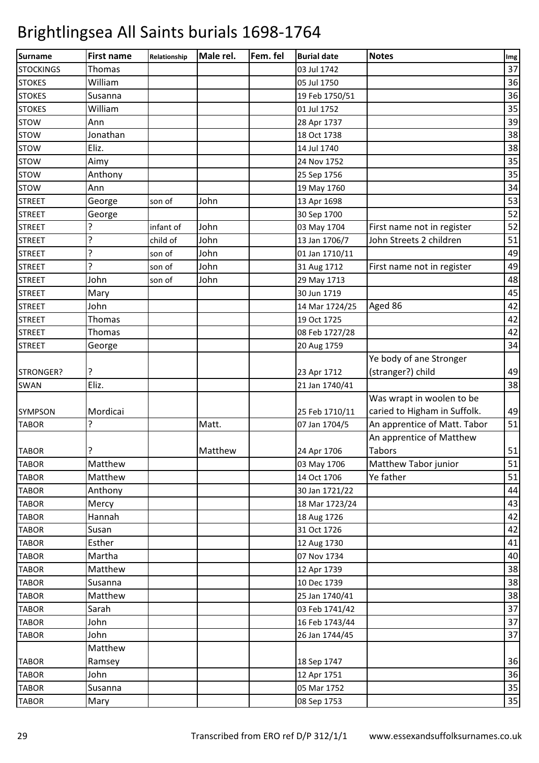# Brightlingsea All Saints burials 1698-1764

| Surname | First name | Relationship | Male rel. | Fem. fel | Burial date | Notes | Img |
|---|---|---|---|---|---|---|---|
| STOCKINGS | Thomas | | | | 03 Jul 1742 | | 37 |
| STOKES | William | | | | 05 Jul 1750 | | 36 |
| STOKES | Susanna | | | | 19 Feb 1750/51 | | 36 |
| STOKES | William | | | | 01 Jul 1752 | | 35 |
| STOW | Ann | | | | 28 Apr 1737 | | 39 |
| STOW | Jonathan | | | | 18 Oct 1738 | | 38 |
| STOW | Eliz. | | | | 14 Jul 1740 | | 38 |
| STOW | Aimy | | | | 24 Nov 1752 | | 35 |
| STOW | Anthony | | | | 25 Sep 1756 | | 35 |
| STOW | Ann | | | | 19 May 1760 | | 34 |
| STREET | George | son of | John | | 13 Apr 1698 | | 53 |
| STREET | George | | | | 30 Sep 1700 | | 52 |
| STREET | ? | infant of | John | | 03 May 1704 | First name not in register | 52 |
| STREET | ? | child of | John | | 13 Jan 1706/7 | John Streets 2 children | 51 |
| STREET | ? | son of | John | | 01 Jan 1710/11 | | 49 |
| STREET | ? | son of | John | | 31 Aug 1712 | First name not in register | 49 |
| STREET | John | son of | John | | 29 May 1713 | | 48 |
| STREET | Mary | | | | 30 Jun 1719 | | 45 |
| STREET | John | | | | 14 Mar 1724/25 | Aged 86 | 42 |
| STREET | Thomas | | | | 19 Oct 1725 | | 42 |
| STREET | Thomas | | | | 08 Feb 1727/28 | | 42 |
| STREET | George | | | | 20 Aug 1759 | | 34 |
| STRONGER? | ? | | | | 23 Apr 1712 | Ye body of ane Stronger (stranger?) child | 49 |
| SWAN | Eliz. | | | | 21 Jan 1740/41 | | 38 |
| SYMPSON | Mordicai | | | | 25 Feb 1710/11 | Was wrapt in woolen to be caried to Higham in Suffolk. | 49 |
| TABOR | ? | | Matt. | | 07 Jan 1704/5 | An apprentice of Matt. Tabor | 51 |
| TABOR | ? | | Matthew | | 24 Apr 1706 | An apprentice of Matthew Tabors | 51 |
| TABOR | Matthew | | | | 03 May 1706 | Matthew Tabor junior | 51 |
| TABOR | Matthew | | | | 14 Oct 1706 | Ye father | 51 |
| TABOR | Anthony | | | | 30 Jan 1721/22 | | 44 |
| TABOR | Mercy | | | | 18 Mar 1723/24 | | 43 |
| TABOR | Hannah | | | | 18 Aug 1726 | | 42 |
| TABOR | Susan | | | | 31 Oct 1726 | | 42 |
| TABOR | Esther | | | | 12 Aug 1730 | | 41 |
| TABOR | Martha | | | | 07 Nov 1734 | | 40 |
| TABOR | Matthew | | | | 12 Apr 1739 | | 38 |
| TABOR | Susanna | | | | 10 Dec 1739 | | 38 |
| TABOR | Matthew | | | | 25 Jan 1740/41 | | 38 |
| TABOR | Sarah | | | | 03 Feb 1741/42 | | 37 |
| TABOR | John | | | | 16 Feb 1743/44 | | 37 |
| TABOR | John | | | | 26 Jan 1744/45 | | 37 |
| TABOR | Matthew Ramsey | | | | 18 Sep 1747 | | 36 |
| TABOR | John | | | | 12 Apr 1751 | | 36 |
| TABOR | Susanna | | | | 05 Mar 1752 | | 35 |
| TABOR | Mary | | | | 08 Sep 1753 | | 35 |

Transcribed from ERO ref D/P 312/1/1 www.essexandsuffolksurnames.co.uk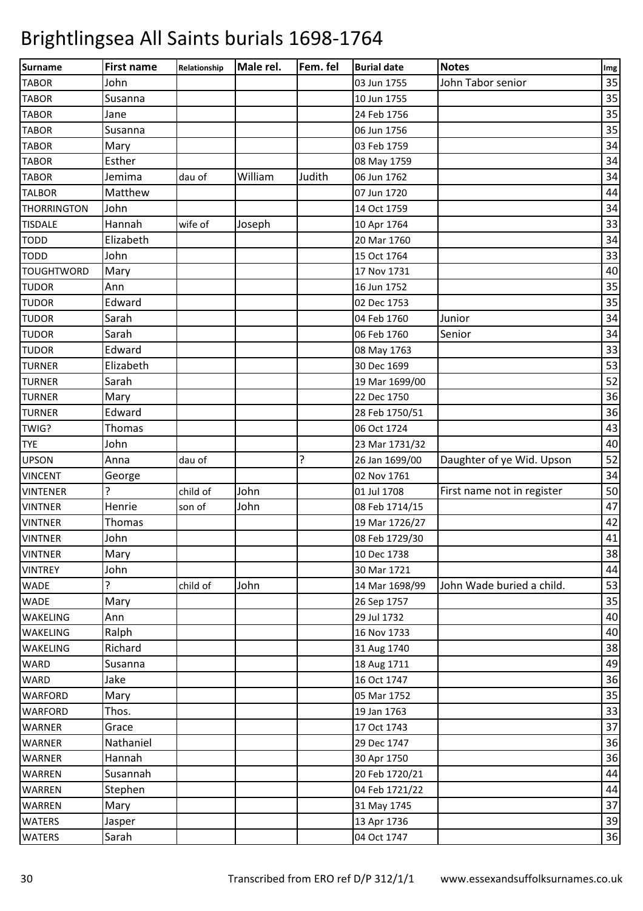# Brightlingsea All Saints burials 1698-1764

| Surname | First name | Relationship | Male rel. | Fem. fel | Burial date | Notes | Img |
|---|---|---|---|---|---|---|---|
| TABOR | John | | | | 03 Jun 1755 | John Tabor senior | 35 |
| TABOR | Susanna | | | | 10 Jun 1755 | | 35 |
| TABOR | Jane | | | | 24 Feb 1756 | | 35 |
| TABOR | Susanna | | | | 06 Jun 1756 | | 35 |
| TABOR | Mary | | | | 03 Feb 1759 | | 34 |
| TABOR | Esther | | | | 08 May 1759 | | 34 |
| TABOR | Jemima | dau of | William | Judith | 06 Jun 1762 | | 34 |
| TALBOR | Matthew | | | | 07 Jun 1720 | | 44 |
| THORRINGTON | John | | | | 14 Oct 1759 | | 34 |
| TISDALE | Hannah | wife of | Joseph | | 10 Apr 1764 | | 33 |
| TODD | Elizabeth | | | | 20 Mar 1760 | | 34 |
| TODD | John | | | | 15 Oct 1764 | | 33 |
| TOUGHTWORD | Mary | | | | 17 Nov 1731 | | 40 |
| TUDOR | Ann | | | | 16 Jun 1752 | | 35 |
| TUDOR | Edward | | | | 02 Dec 1753 | | 35 |
| TUDOR | Sarah | | | | 04 Feb 1760 | Junior | 34 |
| TUDOR | Sarah | | | | 06 Feb 1760 | Senior | 34 |
| TUDOR | Edward | | | | 08 May 1763 | | 33 |
| TURNER | Elizabeth | | | | 30 Dec 1699 | | 53 |
| TURNER | Sarah | | | | 19 Mar 1699/00 | | 52 |
| TURNER | Mary | | | | 22 Dec 1750 | | 36 |
| TURNER | Edward | | | | 28 Feb 1750/51 | | 36 |
| TWIG? | Thomas | | | | 06 Oct 1724 | | 43 |
| TYE | John | | | | 23 Mar 1731/32 | | 40 |
| UPSON | Anna | dau of | | ? | 26 Jan 1699/00 | Daughter of ye Wid. Upson | 52 |
| VINCENT | George | | | | 02 Nov 1761 | | 34 |
| VINTENER | ? | child of | John | | 01 Jul 1708 | First name not in register | 50 |
| VINTNER | Henrie | son of | John | | 08 Feb 1714/15 | | 47 |
| VINTNER | Thomas | | | | 19 Mar 1726/27 | | 42 |
| VINTNER | John | | | | 08 Feb 1729/30 | | 41 |
| VINTNER | Mary | | | | 10 Dec 1738 | | 38 |
| VINTREY | John | | | | 30 Mar 1721 | | 44 |
| WADE | ? | child of | John | | 14 Mar 1698/99 | John Wade buried a child. | 53 |
| WADE | Mary | | | | 26 Sep 1757 | | 35 |
| WAKELING | Ann | | | | 29 Jul 1732 | | 40 |
| WAKELING | Ralph | | | | 16 Nov 1733 | | 40 |
| WAKELING | Richard | | | | 31 Aug 1740 | | 38 |
| WARD | Susanna | | | | 18 Aug 1711 | | 49 |
| WARD | Jake | | | | 16 Oct 1747 | | 36 |
| WARFORD | Mary | | | | 05 Mar 1752 | | 35 |
| WARFORD | Thos. | | | | 19 Jan 1763 | | 33 |
| WARNER | Grace | | | | 17 Oct 1743 | | 37 |
| WARNER | Nathaniel | | | | 29 Dec 1747 | | 36 |
| WARNER | Hannah | | | | 30 Apr 1750 | | 36 |
| WARREN | Susannah | | | | 20 Feb 1720/21 | | 44 |
| WARREN | Stephen | | | | 04 Feb 1721/22 | | 44 |
| WARREN | Mary | | | | 31 May 1745 | | 37 |
| WATERS | Jasper | | | | 13 Apr 1736 | | 39 |
| WATERS | Sarah | | | | 04 Oct 1747 | | 36 |

Transcribed from ERO ref D/P 312/1/1 www.essexandsuffolksurnames.co.uk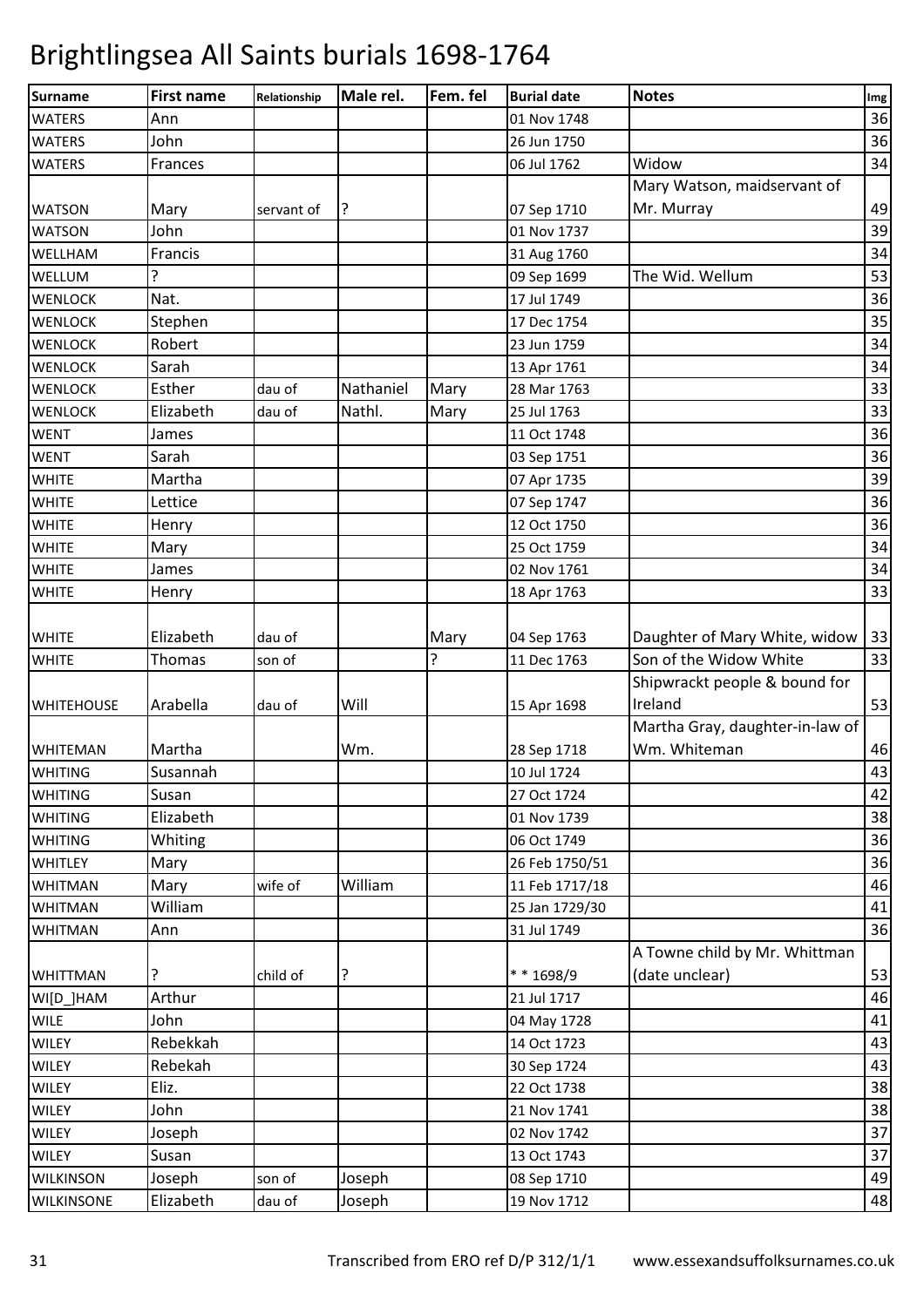# Brightlingsea All Saints burials 1698-1764

| Surname | First name | Relationship | Male rel. | Fem. fel | Burial date | Notes | Img |
|---|---|---|---|---|---|---|---|
| WATERS | Ann | | | | 01 Nov 1748 | | 36 |
| WATERS | John | | | | 26 Jun 1750 | | 36 |
| WATERS | Frances | | | | 06 Jul 1762 | Widow | 34 |
| WATSON | Mary | servant of | ? | | 07 Sep 1710 | Mary Watson, maidservant of Mr. Murray | 49 |
| WATSON | John | | | | 01 Nov 1737 | | 39 |
| WELLHAM | Francis | | | | 31 Aug 1760 | | 34 |
| WELLUM | ? | | | | 09 Sep 1699 | The Wid. Wellum | 53 |
| WENLOCK | Nat. | | | | 17 Jul 1749 | | 36 |
| WENLOCK | Stephen | | | | 17 Dec 1754 | | 35 |
| WENLOCK | Robert | | | | 23 Jun 1759 | | 34 |
| WENLOCK | Sarah | | | | 13 Apr 1761 | | 34 |
| WENLOCK | Esther | dau of | Nathaniel | Mary | 28 Mar 1763 | | 33 |
| WENLOCK | Elizabeth | dau of | Nathl. | Mary | 25 Jul 1763 | | 33 |
| WENT | James | | | | 11 Oct 1748 | | 36 |
| WENT | Sarah | | | | 03 Sep 1751 | | 36 |
| WHITE | Martha | | | | 07 Apr 1735 | | 39 |
| WHITE | Lettice | | | | 07 Sep 1747 | | 36 |
| WHITE | Henry | | | | 12 Oct 1750 | | 36 |
| WHITE | Mary | | | | 25 Oct 1759 | | 34 |
| WHITE | James | | | | 02 Nov 1761 | | 34 |
| WHITE | Henry | | | | 18 Apr 1763 | | 33 |
| WHITE | Elizabeth | dau of | | Mary | 04 Sep 1763 | Daughter of Mary White, widow | 33 |
| WHITE | Thomas | son of | | ? | 11 Dec 1763 | Son of the Widow White | 33 |
| WHITEHOUSE | Arabella | dau of | Will | | 15 Apr 1698 | Shipwrackt people & bound for Ireland | 53 |
| WHITEMAN | Martha | | Wm. | | 28 Sep 1718 | Martha Gray, daughter-in-law of Wm. Whiteman | 46 |
| WHITING | Susannah | | | | 10 Jul 1724 | | 43 |
| WHITING | Susan | | | | 27 Oct 1724 | | 42 |
| WHITING | Elizabeth | | | | 01 Nov 1739 | | 38 |
| WHITING | Whiting | | | | 06 Oct 1749 | | 36 |
| WHITLEY | Mary | | | | 26 Feb 1750/51 | | 36 |
| WHITMAN | Mary | wife of | William | | 11 Feb 1717/18 | | 46 |
| WHITMAN | William | | | | 25 Jan 1729/30 | | 41 |
| WHITMAN | Ann | | | | 31 Jul 1749 | | 36 |
| WHITTMAN | ? | child of | ? | | * * 1698/9 | A Towne child by Mr. Whittman (date unclear) | 53 |
| WI[D_]HAM | Arthur | | | | 21 Jul 1717 | | 46 |
| WILE | John | | | | 04 May 1728 | | 41 |
| WILEY | Rebekkah | | | | 14 Oct 1723 | | 43 |
| WILEY | Rebekah | | | | 30 Sep 1724 | | 43 |
| WILEY | Eliz. | | | | 22 Oct 1738 | | 38 |
| WILEY | John | | | | 21 Nov 1741 | | 38 |
| WILEY | Joseph | | | | 02 Nov 1742 | | 37 |
| WILEY | Susan | | | | 13 Oct 1743 | | 37 |
| WILKINSON | Joseph | son of | Joseph | | 08 Sep 1710 | | 49 |
| WILKINSONE | Elizabeth | dau of | Joseph | | 19 Nov 1712 | | 48 |

Transcribed from ERO ref D/P 312/1/1 www.essexandsuffolksurnames.co.uk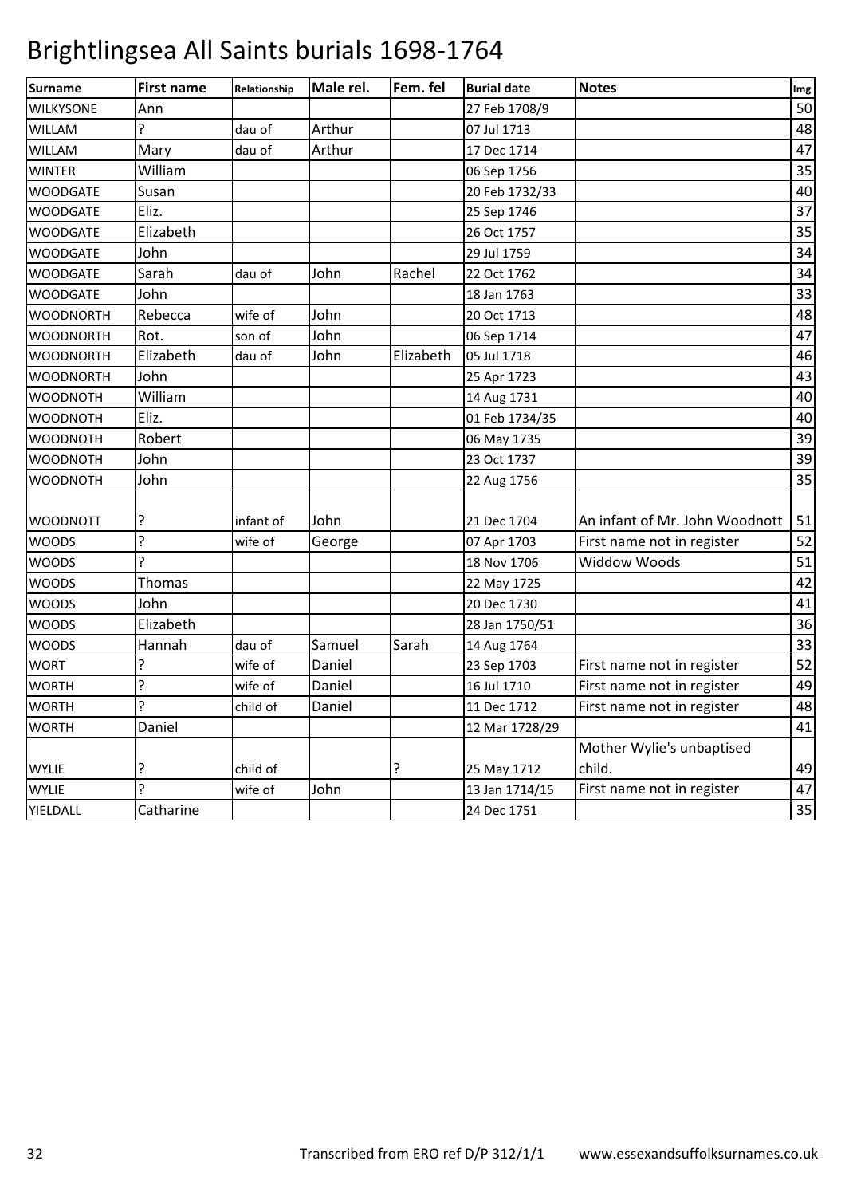# Brightlingsea All Saints burials 1698-1764

| Surname | First name | Relationship | Male rel. | Fem. fel | Burial date | Notes | Img |
|---|---|---|---|---|---|---|---|
| WILKYSONE | Ann | | | | 27 Feb 1708/9 | | 50 |
| WILLAM | ? | dau of | Arthur | | 07 Jul 1713 | | 48 |
| WILLAM | Mary | dau of | Arthur | | 17 Dec 1714 | | 47 |
| WINTER | William | | | | 06 Sep 1756 | | 35 |
| WOODGATE | Susan | | | | 20 Feb 1732/33 | | 40 |
| WOODGATE | Eliz. | | | | 25 Sep 1746 | | 37 |
| WOODGATE | Elizabeth | | | | 26 Oct 1757 | | 35 |
| WOODGATE | John | | | | 29 Jul 1759 | | 34 |
| WOODGATE | Sarah | dau of | John | Rachel | 22 Oct 1762 | | 34 |
| WOODGATE | John | | | | 18 Jan 1763 | | 33 |
| WOODNORTH | Rebecca | wife of | John | | 20 Oct 1713 | | 48 |
| WOODNORTH | Rot. | son of | John | | 06 Sep 1714 | | 47 |
| WOODNORTH | Elizabeth | dau of | John | Elizabeth | 05 Jul 1718 | | 46 |
| WOODNORTH | John | | | | 25 Apr 1723 | | 43 |
| WOODNOTH | William | | | | 14 Aug 1731 | | 40 |
| WOODNOTH | Eliz. | | | | 01 Feb 1734/35 | | 40 |
| WOODNOTH | Robert | | | | 06 May 1735 | | 39 |
| WOODNOTH | John | | | | 23 Oct 1737 | | 39 |
| WOODNOTH | John | | | | 22 Aug 1756 | | 35 |
| WOODNOTT | ? | infant of | John | | 21 Dec 1704 | An infant of Mr. John Woodnott | 51 |
| WOODS | ? | wife of | George | | 07 Apr 1703 | First name not in register | 52 |
| WOODS | ? | | | | 18 Nov 1706 | Widdow Woods | 51 |
| WOODS | Thomas | | | | 22 May 1725 | | 42 |
| WOODS | John | | | | 20 Dec 1730 | | 41 |
| WOODS | Elizabeth | | | | 28 Jan 1750/51 | | 36 |
| WOODS | Hannah | dau of | Samuel | Sarah | 14 Aug 1764 | | 33 |
| WORT | ? | wife of | Daniel | | 23 Sep 1703 | First name not in register | 52 |
| WORTH | ? | wife of | Daniel | | 16 Jul 1710 | First name not in register | 49 |
| WORTH | ? | child of | Daniel | | 11 Dec 1712 | First name not in register | 48 |
| WORTH | Daniel | | | | 12 Mar 1728/29 | | 41 |
| WYLIE | ? | child of | | ? | 25 May 1712 | Mother Wylie's unbaptised child. | 49 |
| WYLIE | ? | wife of | John | | 13 Jan 1714/15 | First name not in register | 47 |
| YIELDALL | Catharine | | | | 24 Dec 1751 | | 35 |

Transcribed from ERO ref D/P 312/1/1 www.essexandsuffolksurnames.co.uk